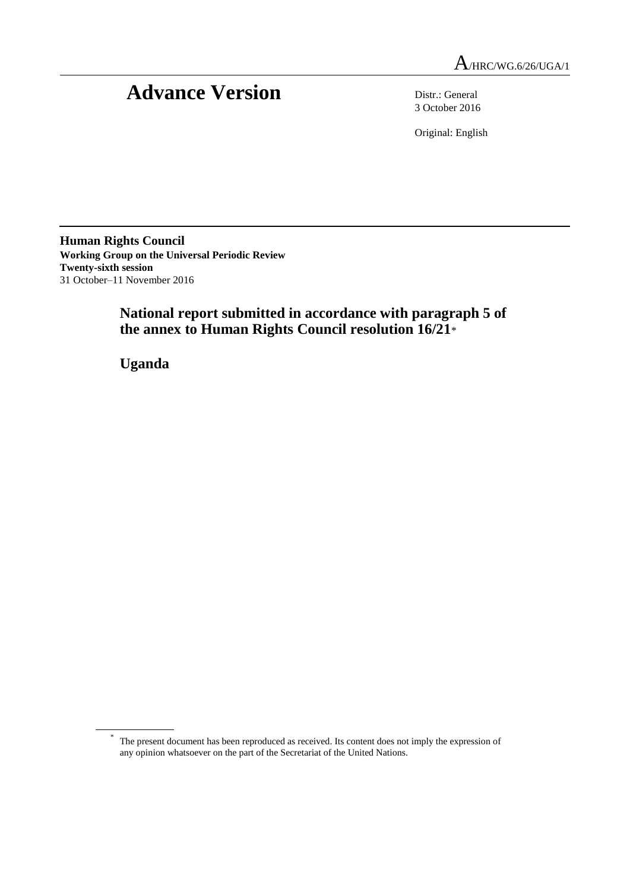A/HRC/WG.6/26/UGA/1

# Advance Version

Distr.: General
3 October 2016

Original: English

**Human Rights Council**
**Working Group on the Universal Periodic Review**
**Twenty-sixth session**
31 October–11 November 2016

## National report submitted in accordance with paragraph 5 of the annex to Human Rights Council resolution 16/21*

## Uganda

\* The present document has been reproduced as received. Its content does not imply the expression of any opinion whatsoever on the part of the Secretariat of the United Nations.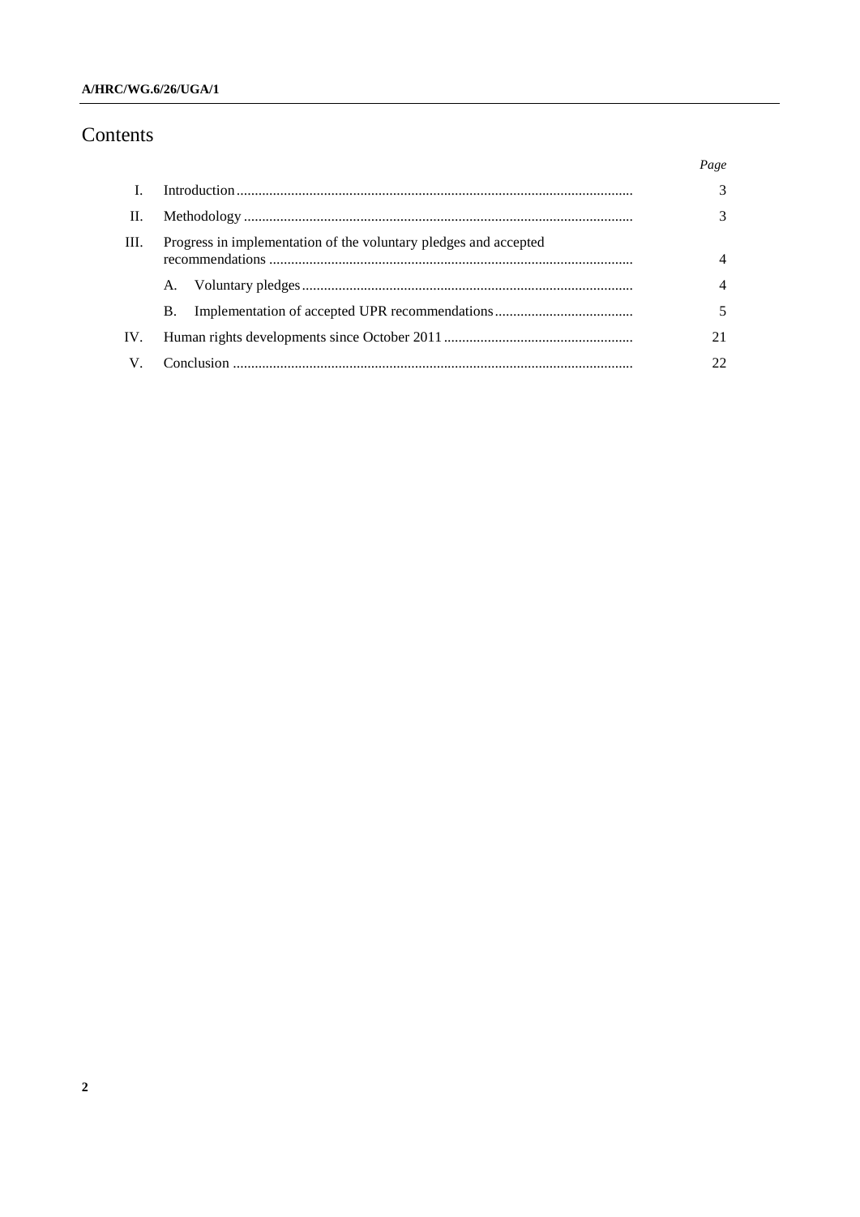# Contents

| | | Page |
|---|---|---|
| I. | Introduction | 3 |
| II. | Methodology | 3 |
| III. | Progress in implementation of the voluntary pledges and accepted recommendations | 4 |
| | A. Voluntary pledges | 4 |
| | B. Implementation of accepted UPR recommendations | 5 |
| IV. | Human rights developments since October 2011 | 21 |
| V. | Conclusion | 22 |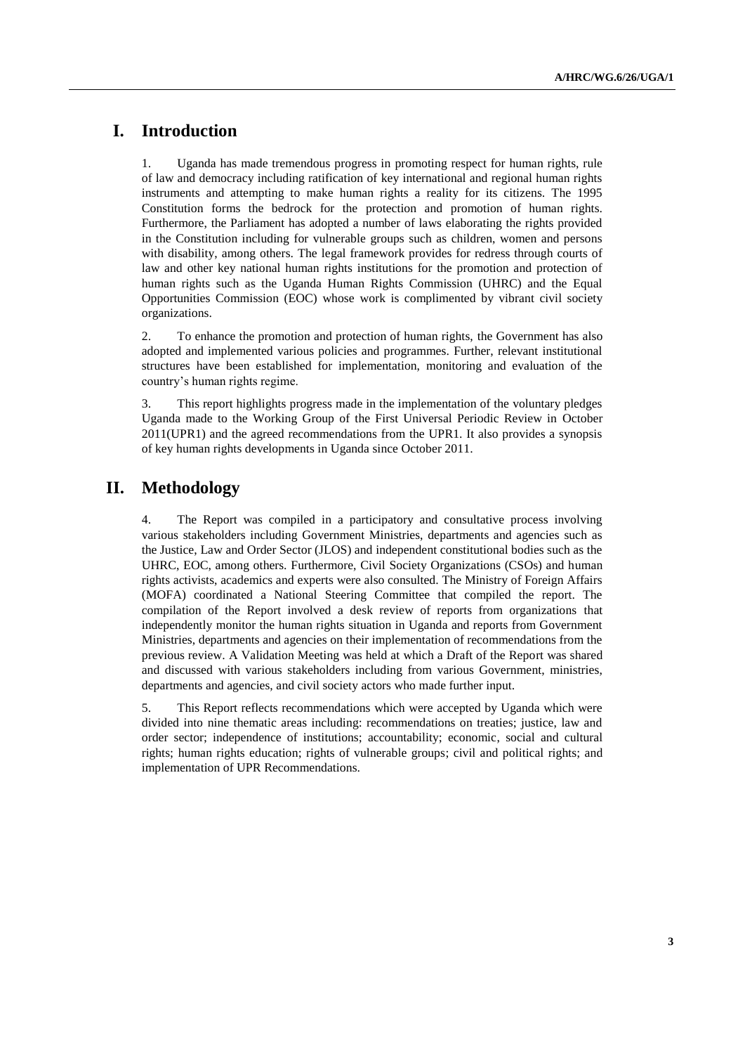# I. Introduction

1. Uganda has made tremendous progress in promoting respect for human rights, rule of law and democracy including ratification of key international and regional human rights instruments and attempting to make human rights a reality for its citizens. The 1995 Constitution forms the bedrock for the protection and promotion of human rights. Furthermore, the Parliament has adopted a number of laws elaborating the rights provided in the Constitution including for vulnerable groups such as children, women and persons with disability, among others. The legal framework provides for redress through courts of law and other key national human rights institutions for the promotion and protection of human rights such as the Uganda Human Rights Commission (UHRC) and the Equal Opportunities Commission (EOC) whose work is complimented by vibrant civil society organizations.

2. To enhance the promotion and protection of human rights, the Government has also adopted and implemented various policies and programmes. Further, relevant institutional structures have been established for implementation, monitoring and evaluation of the country's human rights regime.

3. This report highlights progress made in the implementation of the voluntary pledges Uganda made to the Working Group of the First Universal Periodic Review in October 2011(UPR1) and the agreed recommendations from the UPR1. It also provides a synopsis of key human rights developments in Uganda since October 2011.

# II. Methodology

4. The Report was compiled in a participatory and consultative process involving various stakeholders including Government Ministries, departments and agencies such as the Justice, Law and Order Sector (JLOS) and independent constitutional bodies such as the UHRC, EOC, among others. Furthermore, Civil Society Organizations (CSOs) and human rights activists, academics and experts were also consulted. The Ministry of Foreign Affairs (MOFA) coordinated a National Steering Committee that compiled the report. The compilation of the Report involved a desk review of reports from organizations that independently monitor the human rights situation in Uganda and reports from Government Ministries, departments and agencies on their implementation of recommendations from the previous review. A Validation Meeting was held at which a Draft of the Report was shared and discussed with various stakeholders including from various Government, ministries, departments and agencies, and civil society actors who made further input.

5. This Report reflects recommendations which were accepted by Uganda which were divided into nine thematic areas including: recommendations on treaties; justice, law and order sector; independence of institutions; accountability; economic, social and cultural rights; human rights education; rights of vulnerable groups; civil and political rights; and implementation of UPR Recommendations.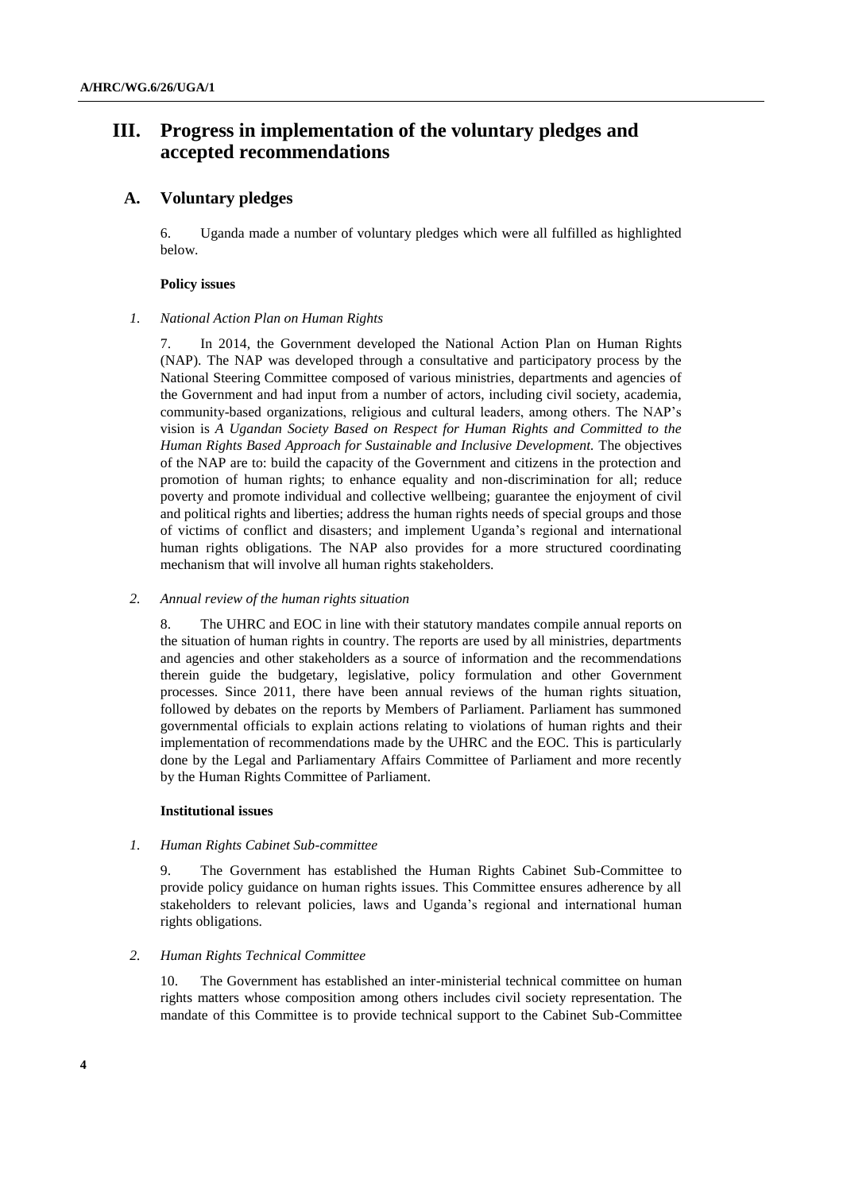# III. Progress in implementation of the voluntary pledges and accepted recommendations

## A. Voluntary pledges

6. Uganda made a number of voluntary pledges which were all fulfilled as highlighted below.

**Policy issues**

*1. National Action Plan on Human Rights*

7. In 2014, the Government developed the National Action Plan on Human Rights (NAP). The NAP was developed through a consultative and participatory process by the National Steering Committee composed of various ministries, departments and agencies of the Government and had input from a number of actors, including civil society, academia, community-based organizations, religious and cultural leaders, among others. The NAP's vision is *A Ugandan Society Based on Respect for Human Rights and Committed to the Human Rights Based Approach for Sustainable and Inclusive Development.* The objectives of the NAP are to: build the capacity of the Government and citizens in the protection and promotion of human rights; to enhance equality and non-discrimination for all; reduce poverty and promote individual and collective wellbeing; guarantee the enjoyment of civil and political rights and liberties; address the human rights needs of special groups and those of victims of conflict and disasters; and implement Uganda's regional and international human rights obligations. The NAP also provides for a more structured coordinating mechanism that will involve all human rights stakeholders.

*2. Annual review of the human rights situation*

8. The UHRC and EOC in line with their statutory mandates compile annual reports on the situation of human rights in country. The reports are used by all ministries, departments and agencies and other stakeholders as a source of information and the recommendations therein guide the budgetary, legislative, policy formulation and other Government processes. Since 2011, there have been annual reviews of the human rights situation, followed by debates on the reports by Members of Parliament. Parliament has summoned governmental officials to explain actions relating to violations of human rights and their implementation of recommendations made by the UHRC and the EOC. This is particularly done by the Legal and Parliamentary Affairs Committee of Parliament and more recently by the Human Rights Committee of Parliament.

**Institutional issues**

*1. Human Rights Cabinet Sub-committee*

9. The Government has established the Human Rights Cabinet Sub-Committee to provide policy guidance on human rights issues. This Committee ensures adherence by all stakeholders to relevant policies, laws and Uganda's regional and international human rights obligations.

*2. Human Rights Technical Committee*

10. The Government has established an inter-ministerial technical committee on human rights matters whose composition among others includes civil society representation. The mandate of this Committee is to provide technical support to the Cabinet Sub-Committee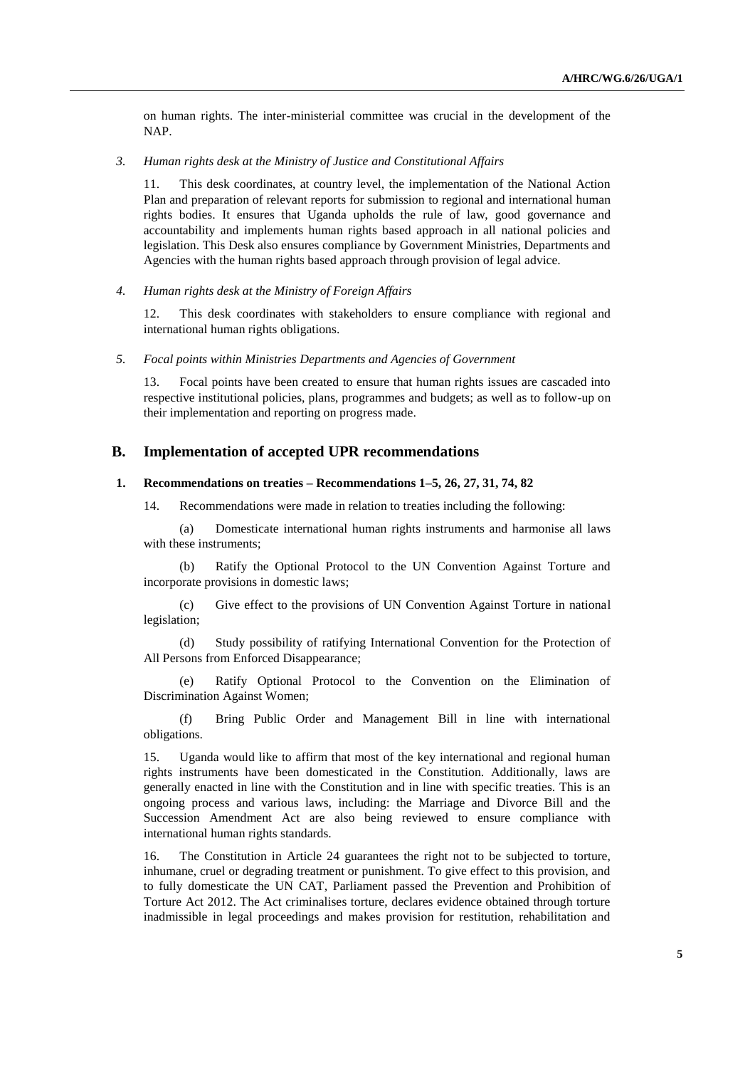on human rights. The inter-ministerial committee was crucial in the development of the NAP.

*3. Human rights desk at the Ministry of Justice and Constitutional Affairs*

11. This desk coordinates, at country level, the implementation of the National Action Plan and preparation of relevant reports for submission to regional and international human rights bodies. It ensures that Uganda upholds the rule of law, good governance and accountability and implements human rights based approach in all national policies and legislation. This Desk also ensures compliance by Government Ministries, Departments and Agencies with the human rights based approach through provision of legal advice.

*4. Human rights desk at the Ministry of Foreign Affairs*

12. This desk coordinates with stakeholders to ensure compliance with regional and international human rights obligations.

*5. Focal points within Ministries Departments and Agencies of Government*

13. Focal points have been created to ensure that human rights issues are cascaded into respective institutional policies, plans, programmes and budgets; as well as to follow-up on their implementation and reporting on progress made.

## B. Implementation of accepted UPR recommendations

### 1. Recommendations on treaties – Recommendations 1–5, 26, 27, 31, 74, 82

14. Recommendations were made in relation to treaties including the following:

(a) Domesticate international human rights instruments and harmonise all laws with these instruments;

(b) Ratify the Optional Protocol to the UN Convention Against Torture and incorporate provisions in domestic laws;

(c) Give effect to the provisions of UN Convention Against Torture in national legislation;

(d) Study possibility of ratifying International Convention for the Protection of All Persons from Enforced Disappearance;

(e) Ratify Optional Protocol to the Convention on the Elimination of Discrimination Against Women;

(f) Bring Public Order and Management Bill in line with international obligations.

15. Uganda would like to affirm that most of the key international and regional human rights instruments have been domesticated in the Constitution. Additionally, laws are generally enacted in line with the Constitution and in line with specific treaties. This is an ongoing process and various laws, including: the Marriage and Divorce Bill and the Succession Amendment Act are also being reviewed to ensure compliance with international human rights standards.

16. The Constitution in Article 24 guarantees the right not to be subjected to torture, inhumane, cruel or degrading treatment or punishment. To give effect to this provision, and to fully domesticate the UN CAT, Parliament passed the Prevention and Prohibition of Torture Act 2012. The Act criminalises torture, declares evidence obtained through torture inadmissible in legal proceedings and makes provision for restitution, rehabilitation and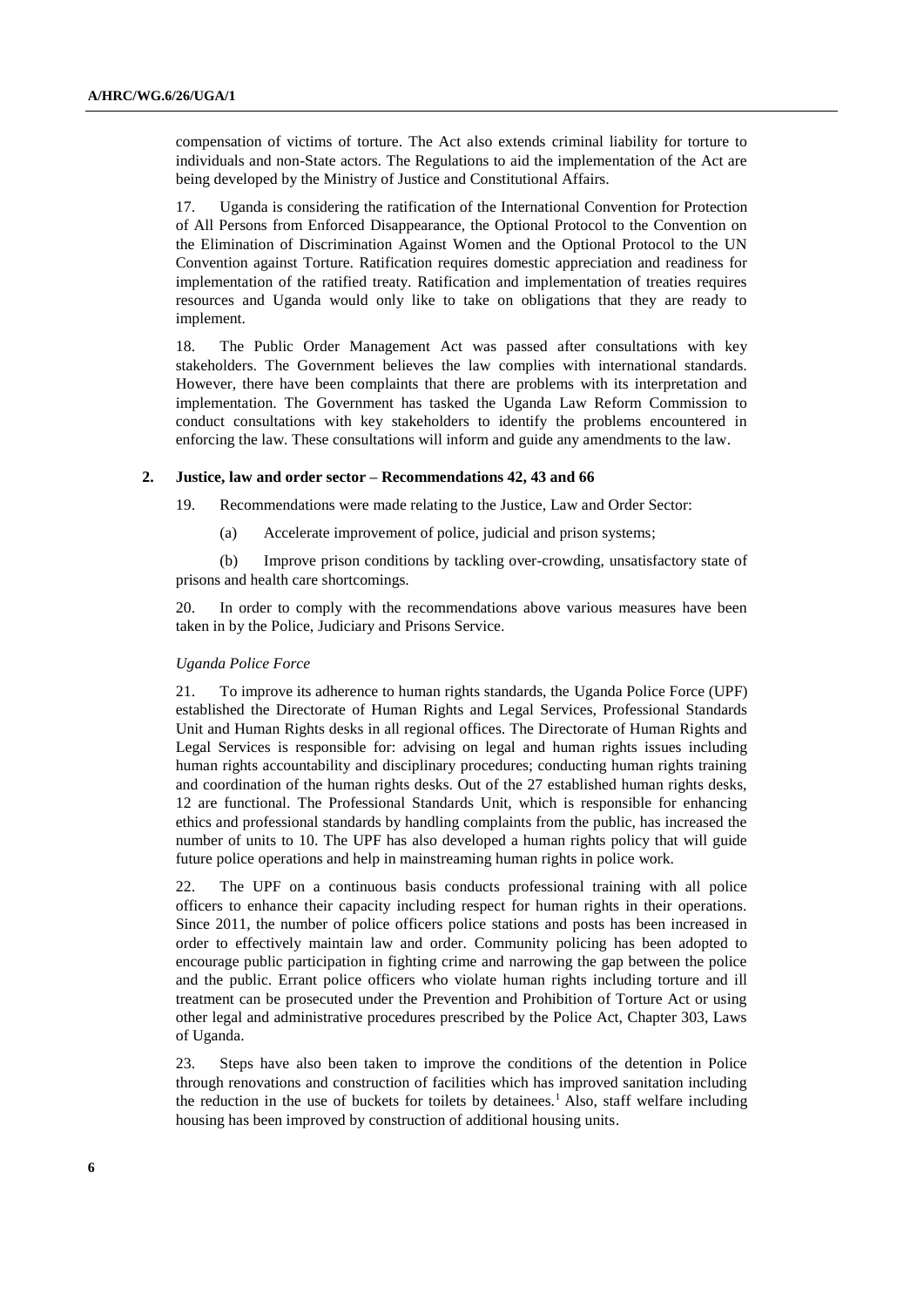compensation of victims of torture. The Act also extends criminal liability for torture to individuals and non-State actors. The Regulations to aid the implementation of the Act are being developed by the Ministry of Justice and Constitutional Affairs.

17. Uganda is considering the ratification of the International Convention for Protection of All Persons from Enforced Disappearance, the Optional Protocol to the Convention on the Elimination of Discrimination Against Women and the Optional Protocol to the UN Convention against Torture. Ratification requires domestic appreciation and readiness for implementation of the ratified treaty. Ratification and implementation of treaties requires resources and Uganda would only like to take on obligations that they are ready to implement.

18. The Public Order Management Act was passed after consultations with key stakeholders. The Government believes the law complies with international standards. However, there have been complaints that there are problems with its interpretation and implementation. The Government has tasked the Uganda Law Reform Commission to conduct consultations with key stakeholders to identify the problems encountered in enforcing the law. These consultations will inform and guide any amendments to the law.

### 2. Justice, law and order sector – Recommendations 42, 43 and 66

19. Recommendations were made relating to the Justice, Law and Order Sector:

(a) Accelerate improvement of police, judicial and prison systems;

(b) Improve prison conditions by tackling over-crowding, unsatisfactory state of prisons and health care shortcomings.

20. In order to comply with the recommendations above various measures have been taken in by the Police, Judiciary and Prisons Service.

*Uganda Police Force*

21. To improve its adherence to human rights standards, the Uganda Police Force (UPF) established the Directorate of Human Rights and Legal Services, Professional Standards Unit and Human Rights desks in all regional offices. The Directorate of Human Rights and Legal Services is responsible for: advising on legal and human rights issues including human rights accountability and disciplinary procedures; conducting human rights training and coordination of the human rights desks. Out of the 27 established human rights desks, 12 are functional. The Professional Standards Unit, which is responsible for enhancing ethics and professional standards by handling complaints from the public, has increased the number of units to 10. The UPF has also developed a human rights policy that will guide future police operations and help in mainstreaming human rights in police work.

22. The UPF on a continuous basis conducts professional training with all police officers to enhance their capacity including respect for human rights in their operations. Since 2011, the number of police officers police stations and posts has been increased in order to effectively maintain law and order. Community policing has been adopted to encourage public participation in fighting crime and narrowing the gap between the police and the public. Errant police officers who violate human rights including torture and ill treatment can be prosecuted under the Prevention and Prohibition of Torture Act or using other legal and administrative procedures prescribed by the Police Act, Chapter 303, Laws of Uganda.

23. Steps have also been taken to improve the conditions of the detention in Police through renovations and construction of facilities which has improved sanitation including the reduction in the use of buckets for toilets by detainees.[1] Also, staff welfare including housing has been improved by construction of additional housing units.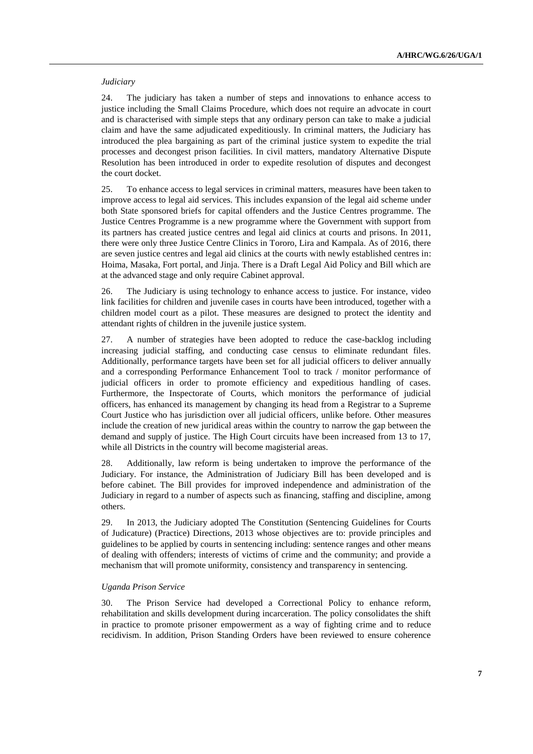*Judiciary*

24. The judiciary has taken a number of steps and innovations to enhance access to justice including the Small Claims Procedure, which does not require an advocate in court and is characterised with simple steps that any ordinary person can take to make a judicial claim and have the same adjudicated expeditiously. In criminal matters, the Judiciary has introduced the plea bargaining as part of the criminal justice system to expedite the trial processes and decongest prison facilities. In civil matters, mandatory Alternative Dispute Resolution has been introduced in order to expedite resolution of disputes and decongest the court docket.

25. To enhance access to legal services in criminal matters, measures have been taken to improve access to legal aid services. This includes expansion of the legal aid scheme under both State sponsored briefs for capital offenders and the Justice Centres programme. The Justice Centres Programme is a new programme where the Government with support from its partners has created justice centres and legal aid clinics at courts and prisons. In 2011, there were only three Justice Centre Clinics in Tororo, Lira and Kampala. As of 2016, there are seven justice centres and legal aid clinics at the courts with newly established centres in: Hoima, Masaka, Fort portal, and Jinja. There is a Draft Legal Aid Policy and Bill which are at the advanced stage and only require Cabinet approval.

26. The Judiciary is using technology to enhance access to justice. For instance, video link facilities for children and juvenile cases in courts have been introduced, together with a children model court as a pilot. These measures are designed to protect the identity and attendant rights of children in the juvenile justice system.

27. A number of strategies have been adopted to reduce the case-backlog including increasing judicial staffing, and conducting case census to eliminate redundant files. Additionally, performance targets have been set for all judicial officers to deliver annually and a corresponding Performance Enhancement Tool to track / monitor performance of judicial officers in order to promote efficiency and expeditious handling of cases. Furthermore, the Inspectorate of Courts, which monitors the performance of judicial officers, has enhanced its management by changing its head from a Registrar to a Supreme Court Justice who has jurisdiction over all judicial officers, unlike before. Other measures include the creation of new juridical areas within the country to narrow the gap between the demand and supply of justice. The High Court circuits have been increased from 13 to 17, while all Districts in the country will become magisterial areas.

28. Additionally, law reform is being undertaken to improve the performance of the Judiciary. For instance, the Administration of Judiciary Bill has been developed and is before cabinet. The Bill provides for improved independence and administration of the Judiciary in regard to a number of aspects such as financing, staffing and discipline, among others.

29. In 2013, the Judiciary adopted The Constitution (Sentencing Guidelines for Courts of Judicature) (Practice) Directions, 2013 whose objectives are to: provide principles and guidelines to be applied by courts in sentencing including: sentence ranges and other means of dealing with offenders; interests of victims of crime and the community; and provide a mechanism that will promote uniformity, consistency and transparency in sentencing.

*Uganda Prison Service*

30. The Prison Service had developed a Correctional Policy to enhance reform, rehabilitation and skills development during incarceration. The policy consolidates the shift in practice to promote prisoner empowerment as a way of fighting crime and to reduce recidivism. In addition, Prison Standing Orders have been reviewed to ensure coherence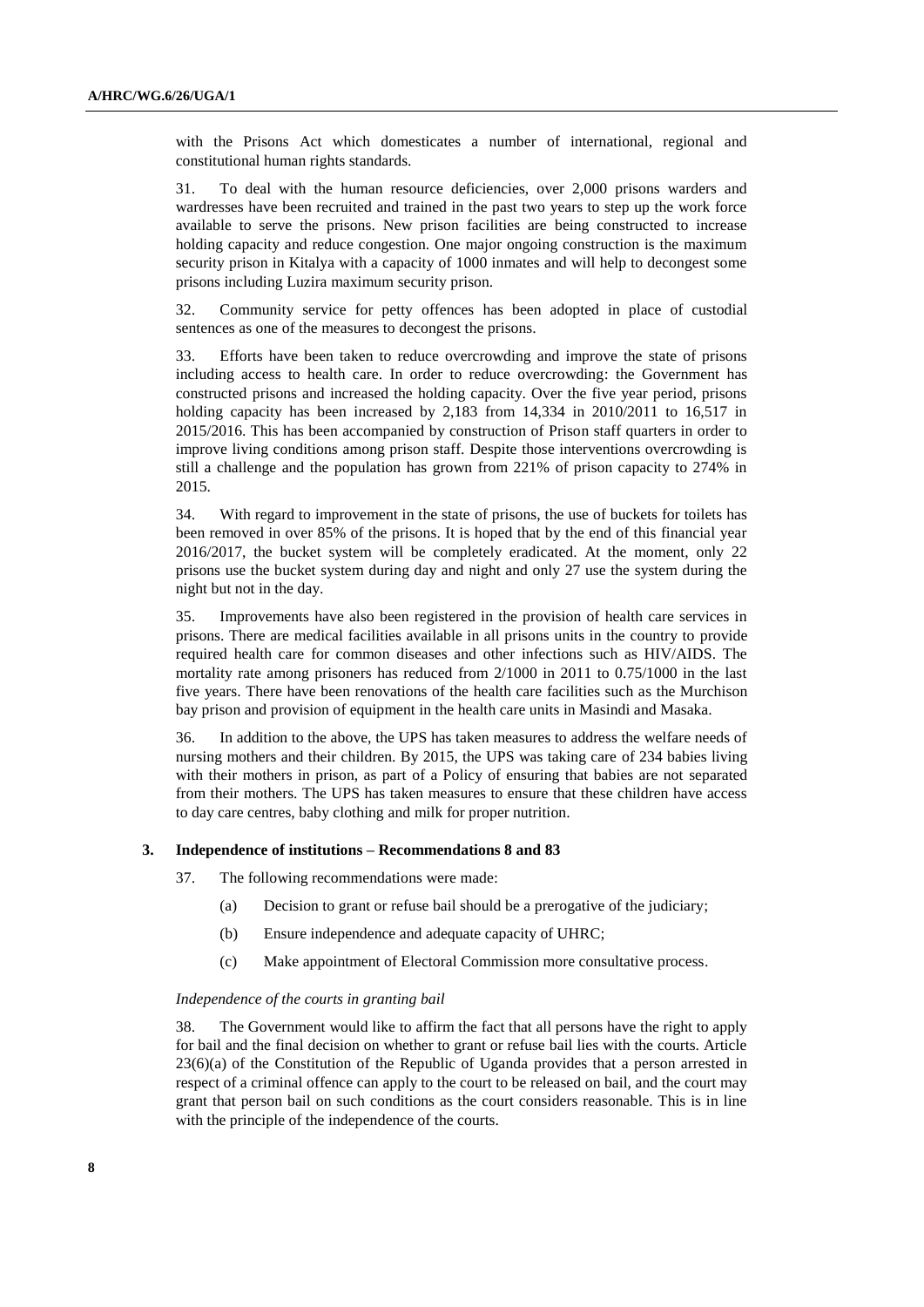with the Prisons Act which domesticates a number of international, regional and constitutional human rights standards.

31. To deal with the human resource deficiencies, over 2,000 prisons warders and wardresses have been recruited and trained in the past two years to step up the work force available to serve the prisons. New prison facilities are being constructed to increase holding capacity and reduce congestion. One major ongoing construction is the maximum security prison in Kitalya with a capacity of 1000 inmates and will help to decongest some prisons including Luzira maximum security prison.

32. Community service for petty offences has been adopted in place of custodial sentences as one of the measures to decongest the prisons.

33. Efforts have been taken to reduce overcrowding and improve the state of prisons including access to health care. In order to reduce overcrowding: the Government has constructed prisons and increased the holding capacity. Over the five year period, prisons holding capacity has been increased by 2,183 from 14,334 in 2010/2011 to 16,517 in 2015/2016. This has been accompanied by construction of Prison staff quarters in order to improve living conditions among prison staff. Despite those interventions overcrowding is still a challenge and the population has grown from 221% of prison capacity to 274% in 2015.

34. With regard to improvement in the state of prisons, the use of buckets for toilets has been removed in over 85% of the prisons. It is hoped that by the end of this financial year 2016/2017, the bucket system will be completely eradicated. At the moment, only 22 prisons use the bucket system during day and night and only 27 use the system during the night but not in the day.

35. Improvements have also been registered in the provision of health care services in prisons. There are medical facilities available in all prisons units in the country to provide required health care for common diseases and other infections such as HIV/AIDS. The mortality rate among prisoners has reduced from 2/1000 in 2011 to 0.75/1000 in the last five years. There have been renovations of the health care facilities such as the Murchison bay prison and provision of equipment in the health care units in Masindi and Masaka.

36. In addition to the above, the UPS has taken measures to address the welfare needs of nursing mothers and their children. By 2015, the UPS was taking care of 234 babies living with their mothers in prison, as part of a Policy of ensuring that babies are not separated from their mothers. The UPS has taken measures to ensure that these children have access to day care centres, baby clothing and milk for proper nutrition.

### 3. Independence of institutions – Recommendations 8 and 83

37. The following recommendations were made:

(a) Decision to grant or refuse bail should be a prerogative of the judiciary;

(b) Ensure independence and adequate capacity of UHRC;

(c) Make appointment of Electoral Commission more consultative process.

*Independence of the courts in granting bail*

38. The Government would like to affirm the fact that all persons have the right to apply for bail and the final decision on whether to grant or refuse bail lies with the courts. Article 23(6)(a) of the Constitution of the Republic of Uganda provides that a person arrested in respect of a criminal offence can apply to the court to be released on bail, and the court may grant that person bail on such conditions as the court considers reasonable. This is in line with the principle of the independence of the courts.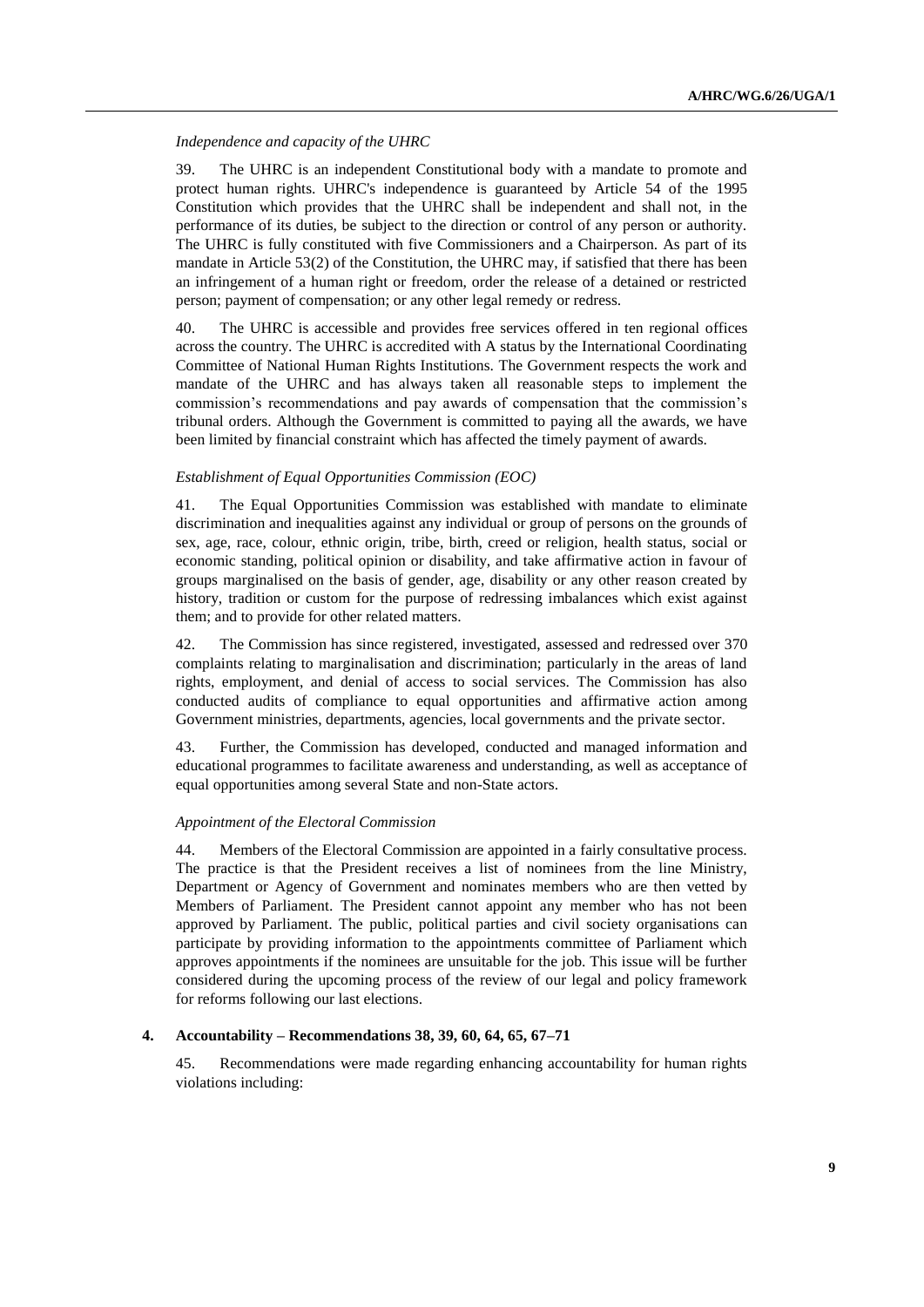*Independence and capacity of the UHRC*

39. The UHRC is an independent Constitutional body with a mandate to promote and protect human rights. UHRC's independence is guaranteed by Article 54 of the 1995 Constitution which provides that the UHRC shall be independent and shall not, in the performance of its duties, be subject to the direction or control of any person or authority. The UHRC is fully constituted with five Commissioners and a Chairperson. As part of its mandate in Article 53(2) of the Constitution, the UHRC may, if satisfied that there has been an infringement of a human right or freedom, order the release of a detained or restricted person; payment of compensation; or any other legal remedy or redress.

40. The UHRC is accessible and provides free services offered in ten regional offices across the country. The UHRC is accredited with A status by the International Coordinating Committee of National Human Rights Institutions. The Government respects the work and mandate of the UHRC and has always taken all reasonable steps to implement the commission's recommendations and pay awards of compensation that the commission's tribunal orders. Although the Government is committed to paying all the awards, we have been limited by financial constraint which has affected the timely payment of awards.

*Establishment of Equal Opportunities Commission (EOC)*

41. The Equal Opportunities Commission was established with mandate to eliminate discrimination and inequalities against any individual or group of persons on the grounds of sex, age, race, colour, ethnic origin, tribe, birth, creed or religion, health status, social or economic standing, political opinion or disability, and take affirmative action in favour of groups marginalised on the basis of gender, age, disability or any other reason created by history, tradition or custom for the purpose of redressing imbalances which exist against them; and to provide for other related matters.

42. The Commission has since registered, investigated, assessed and redressed over 370 complaints relating to marginalisation and discrimination; particularly in the areas of land rights, employment, and denial of access to social services. The Commission has also conducted audits of compliance to equal opportunities and affirmative action among Government ministries, departments, agencies, local governments and the private sector.

43. Further, the Commission has developed, conducted and managed information and educational programmes to facilitate awareness and understanding, as well as acceptance of equal opportunities among several State and non-State actors.

*Appointment of the Electoral Commission*

44. Members of the Electoral Commission are appointed in a fairly consultative process. The practice is that the President receives a list of nominees from the line Ministry, Department or Agency of Government and nominates members who are then vetted by Members of Parliament. The President cannot appoint any member who has not been approved by Parliament. The public, political parties and civil society organisations can participate by providing information to the appointments committee of Parliament which approves appointments if the nominees are unsuitable for the job. This issue will be further considered during the upcoming process of the review of our legal and policy framework for reforms following our last elections.

### 4. Accountability – Recommendations 38, 39, 60, 64, 65, 67–71

45. Recommendations were made regarding enhancing accountability for human rights violations including: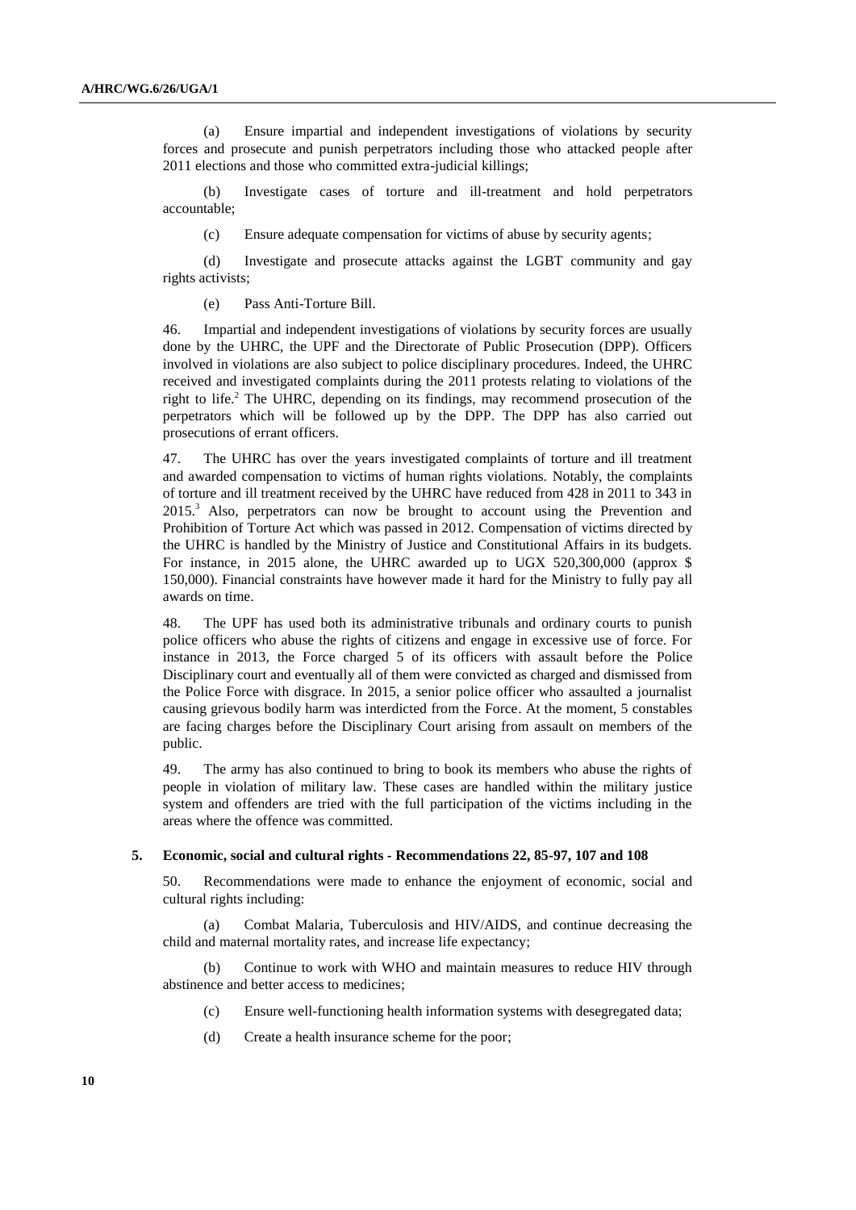(a) Ensure impartial and independent investigations of violations by security forces and prosecute and punish perpetrators including those who attacked people after 2011 elections and those who committed extra-judicial killings;

(b) Investigate cases of torture and ill-treatment and hold perpetrators accountable;

(c) Ensure adequate compensation for victims of abuse by security agents;

(d) Investigate and prosecute attacks against the LGBT community and gay rights activists;

(e) Pass Anti-Torture Bill.

46. Impartial and independent investigations of violations by security forces are usually done by the UHRC, the UPF and the Directorate of Public Prosecution (DPP). Officers involved in violations are also subject to police disciplinary procedures. Indeed, the UHRC received and investigated complaints during the 2011 protests relating to violations of the right to life.[2] The UHRC, depending on its findings, may recommend prosecution of the perpetrators which will be followed up by the DPP. The DPP has also carried out prosecutions of errant officers.

47. The UHRC has over the years investigated complaints of torture and ill treatment and awarded compensation to victims of human rights violations. Notably, the complaints of torture and ill treatment received by the UHRC have reduced from 428 in 2011 to 343 in 2015.[3] Also, perpetrators can now be brought to account using the Prevention and Prohibition of Torture Act which was passed in 2012. Compensation of victims directed by the UHRC is handled by the Ministry of Justice and Constitutional Affairs in its budgets. For instance, in 2015 alone, the UHRC awarded up to UGX 520,300,000 (approx $ 150,000). Financial constraints have however made it hard for the Ministry to fully pay all awards on time.

48. The UPF has used both its administrative tribunals and ordinary courts to punish police officers who abuse the rights of citizens and engage in excessive use of force. For instance in 2013, the Force charged 5 of its officers with assault before the Police Disciplinary court and eventually all of them were convicted as charged and dismissed from the Police Force with disgrace. In 2015, a senior police officer who assaulted a journalist causing grievous bodily harm was interdicted from the Force. At the moment, 5 constables are facing charges before the Disciplinary Court arising from assault on members of the public.

49. The army has also continued to bring to book its members who abuse the rights of people in violation of military law. These cases are handled within the military justice system and offenders are tried with the full participation of the victims including in the areas where the offence was committed.

### 5. Economic, social and cultural rights - Recommendations 22, 85-97, 107 and 108

50. Recommendations were made to enhance the enjoyment of economic, social and cultural rights including:

(a) Combat Malaria, Tuberculosis and HIV/AIDS, and continue decreasing the child and maternal mortality rates, and increase life expectancy;

(b) Continue to work with WHO and maintain measures to reduce HIV through abstinence and better access to medicines;

(c) Ensure well-functioning health information systems with desegregated data;

(d) Create a health insurance scheme for the poor;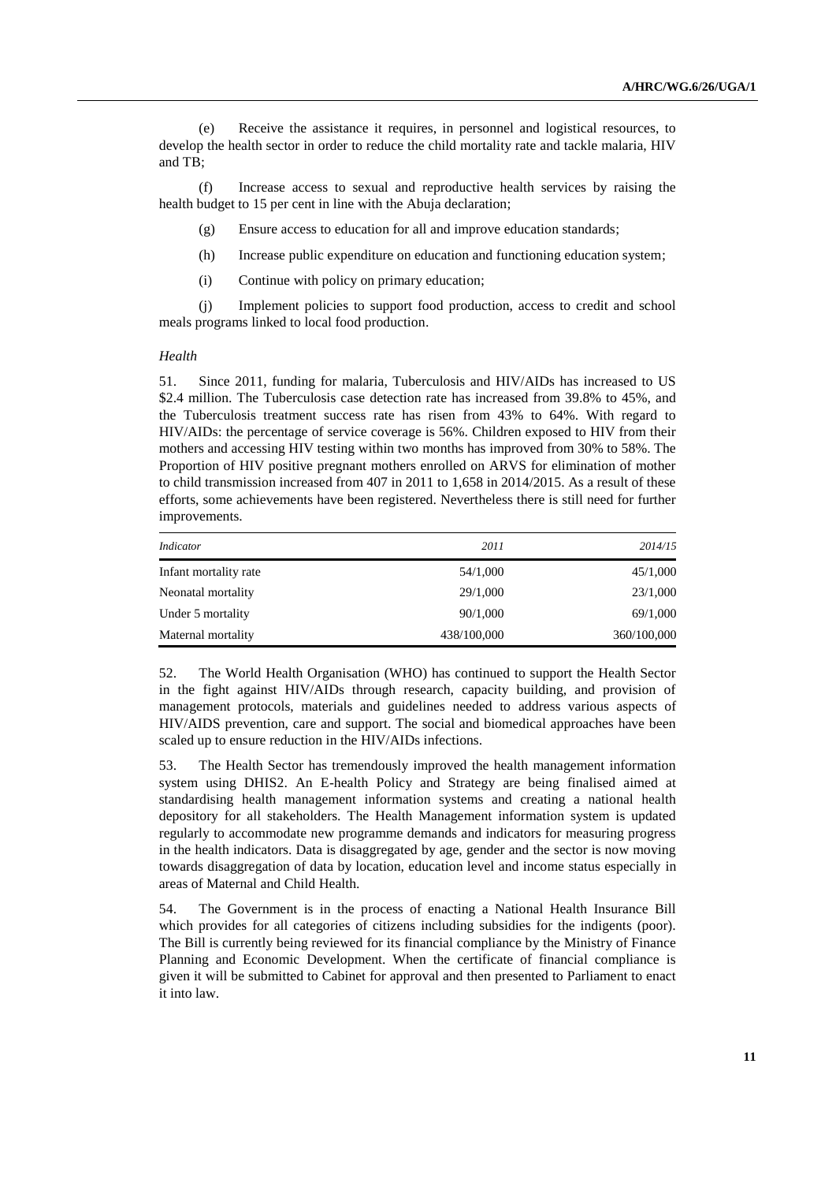(e) Receive the assistance it requires, in personnel and logistical resources, to develop the health sector in order to reduce the child mortality rate and tackle malaria, HIV and TB;

(f) Increase access to sexual and reproductive health services by raising the health budget to 15 per cent in line with the Abuja declaration;

(g) Ensure access to education for all and improve education standards;

(h) Increase public expenditure on education and functioning education system;

(i) Continue with policy on primary education;

(j) Implement policies to support food production, access to credit and school meals programs linked to local food production.

*Health*

51. Since 2011, funding for malaria, Tuberculosis and HIV/AIDs has increased to US \$2.4 million. The Tuberculosis case detection rate has increased from 39.8% to 45%, and the Tuberculosis treatment success rate has risen from 43% to 64%. With regard to HIV/AIDs: the percentage of service coverage is 56%. Children exposed to HIV from their mothers and accessing HIV testing within two months has improved from 30% to 58%. The Proportion of HIV positive pregnant mothers enrolled on ARVS for elimination of mother to child transmission increased from 407 in 2011 to 1,658 in 2014/2015. As a result of these efforts, some achievements have been registered. Nevertheless there is still need for further improvements.

| *Indicator* | *2011* | *2014/15* |
|---|---|---|
| Infant mortality rate | 54/1,000 | 45/1,000 |
| Neonatal mortality | 29/1,000 | 23/1,000 |
| Under 5 mortality | 90/1,000 | 69/1,000 |
| Maternal mortality | 438/100,000 | 360/100,000 |

52. The World Health Organisation (WHO) has continued to support the Health Sector in the fight against HIV/AIDs through research, capacity building, and provision of management protocols, materials and guidelines needed to address various aspects of HIV/AIDS prevention, care and support. The social and biomedical approaches have been scaled up to ensure reduction in the HIV/AIDs infections.

53. The Health Sector has tremendously improved the health management information system using DHIS2. An E-health Policy and Strategy are being finalised aimed at standardising health management information systems and creating a national health depository for all stakeholders. The Health Management information system is updated regularly to accommodate new programme demands and indicators for measuring progress in the health indicators. Data is disaggregated by age, gender and the sector is now moving towards disaggregation of data by location, education level and income status especially in areas of Maternal and Child Health.

54. The Government is in the process of enacting a National Health Insurance Bill which provides for all categories of citizens including subsidies for the indigents (poor). The Bill is currently being reviewed for its financial compliance by the Ministry of Finance Planning and Economic Development. When the certificate of financial compliance is given it will be submitted to Cabinet for approval and then presented to Parliament to enact it into law.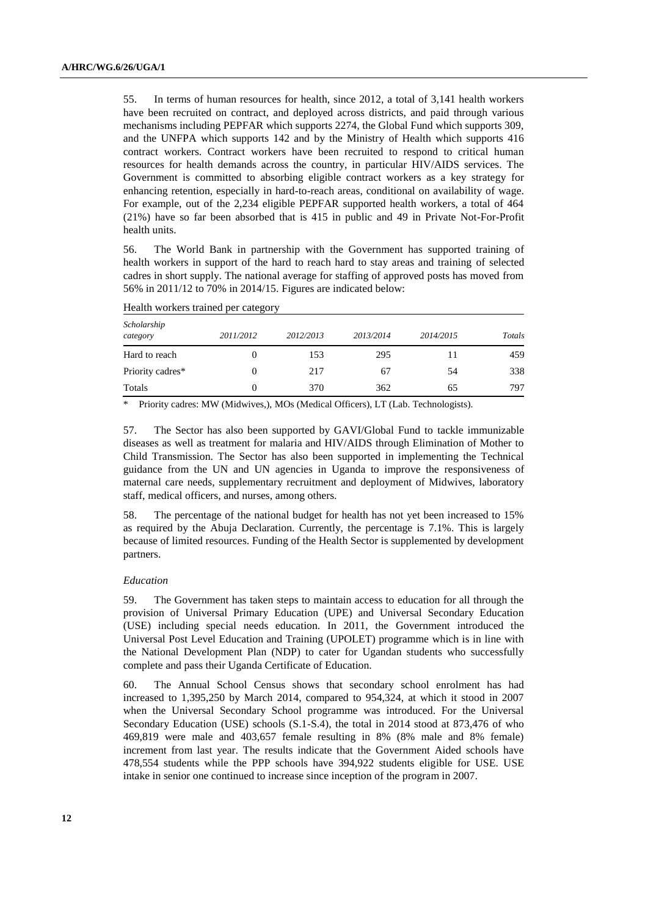55. In terms of human resources for health, since 2012, a total of 3,141 health workers have been recruited on contract, and deployed across districts, and paid through various mechanisms including PEPFAR which supports 2274, the Global Fund which supports 309, and the UNFPA which supports 142 and by the Ministry of Health which supports 416 contract workers. Contract workers have been recruited to respond to critical human resources for health demands across the country, in particular HIV/AIDS services. The Government is committed to absorbing eligible contract workers as a key strategy for enhancing retention, especially in hard-to-reach areas, conditional on availability of wage. For example, out of the 2,234 eligible PEPFAR supported health workers, a total of 464 (21%) have so far been absorbed that is 415 in public and 49 in Private Not-For-Profit health units.

56. The World Bank in partnership with the Government has supported training of health workers in support of the hard to reach hard to stay areas and training of selected cadres in short supply. The national average for staffing of approved posts has moved from 56% in 2011/12 to 70% in 2014/15. Figures are indicated below:

Health workers trained per category

| *Scholarship category* | *2011/2012* | *2012/2013* | *2013/2014* | *2014/2015* | *Totals* |
|---|---|---|---|---|---|
| Hard to reach | 0 | 153 | 295 | 11 | 459 |
| Priority cadres* | 0 | 217 | 67 | 54 | 338 |
| Totals | 0 | 370 | 362 | 65 | 797 |

\* Priority cadres: MW (Midwives,), MOs (Medical Officers), LT (Lab. Technologists).

57. The Sector has also been supported by GAVI/Global Fund to tackle immunizable diseases as well as treatment for malaria and HIV/AIDS through Elimination of Mother to Child Transmission. The Sector has also been supported in implementing the Technical guidance from the UN and UN agencies in Uganda to improve the responsiveness of maternal care needs, supplementary recruitment and deployment of Midwives, laboratory staff, medical officers, and nurses, among others.

58. The percentage of the national budget for health has not yet been increased to 15% as required by the Abuja Declaration. Currently, the percentage is 7.1%. This is largely because of limited resources. Funding of the Health Sector is supplemented by development partners.

### *Education*

59. The Government has taken steps to maintain access to education for all through the provision of Universal Primary Education (UPE) and Universal Secondary Education (USE) including special needs education. In 2011, the Government introduced the Universal Post Level Education and Training (UPOLET) programme which is in line with the National Development Plan (NDP) to cater for Ugandan students who successfully complete and pass their Uganda Certificate of Education.

60. The Annual School Census shows that secondary school enrolment has had increased to 1,395,250 by March 2014, compared to 954,324, at which it stood in 2007 when the Universal Secondary School programme was introduced. For the Universal Secondary Education (USE) schools (S.1-S.4), the total in 2014 stood at 873,476 of who 469,819 were male and 403,657 female resulting in 8% (8% male and 8% female) increment from last year. The results indicate that the Government Aided schools have 478,554 students while the PPP schools have 394,922 students eligible for USE. USE intake in senior one continued to increase since inception of the program in 2007.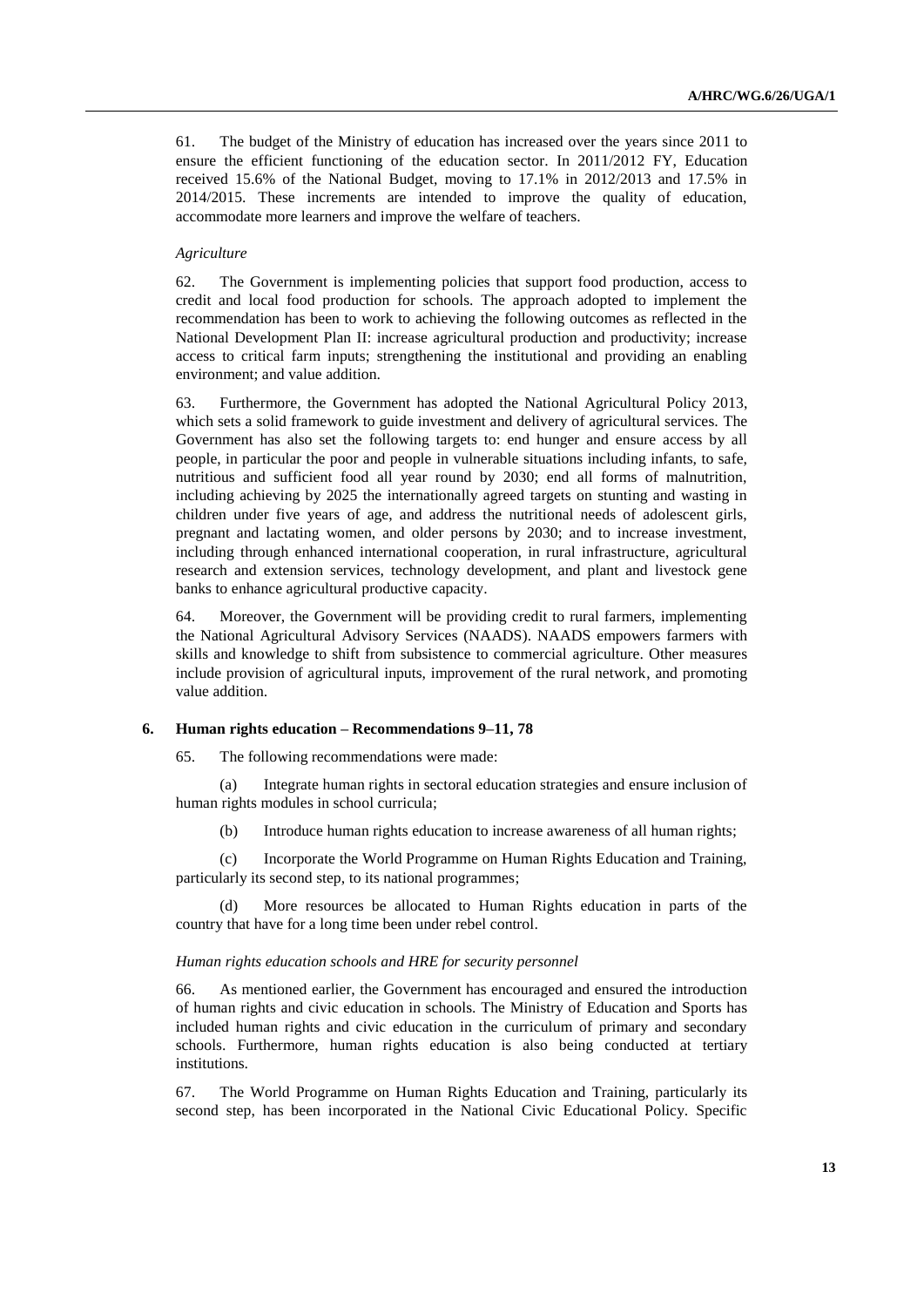61. The budget of the Ministry of education has increased over the years since 2011 to ensure the efficient functioning of the education sector. In 2011/2012 FY, Education received 15.6% of the National Budget, moving to 17.1% in 2012/2013 and 17.5% in 2014/2015. These increments are intended to improve the quality of education, accommodate more learners and improve the welfare of teachers.

*Agriculture*

62. The Government is implementing policies that support food production, access to credit and local food production for schools. The approach adopted to implement the recommendation has been to work to achieving the following outcomes as reflected in the National Development Plan II: increase agricultural production and productivity; increase access to critical farm inputs; strengthening the institutional and providing an enabling environment; and value addition.

63. Furthermore, the Government has adopted the National Agricultural Policy 2013, which sets a solid framework to guide investment and delivery of agricultural services. The Government has also set the following targets to: end hunger and ensure access by all people, in particular the poor and people in vulnerable situations including infants, to safe, nutritious and sufficient food all year round by 2030; end all forms of malnutrition, including achieving by 2025 the internationally agreed targets on stunting and wasting in children under five years of age, and address the nutritional needs of adolescent girls, pregnant and lactating women, and older persons by 2030; and to increase investment, including through enhanced international cooperation, in rural infrastructure, agricultural research and extension services, technology development, and plant and livestock gene banks to enhance agricultural productive capacity.

64. Moreover, the Government will be providing credit to rural farmers, implementing the National Agricultural Advisory Services (NAADS). NAADS empowers farmers with skills and knowledge to shift from subsistence to commercial agriculture. Other measures include provision of agricultural inputs, improvement of the rural network, and promoting value addition.

### 6. Human rights education – Recommendations 9–11, 78

65. The following recommendations were made:

(a) Integrate human rights in sectoral education strategies and ensure inclusion of human rights modules in school curricula;

(b) Introduce human rights education to increase awareness of all human rights;

(c) Incorporate the World Programme on Human Rights Education and Training, particularly its second step, to its national programmes;

(d) More resources be allocated to Human Rights education in parts of the country that have for a long time been under rebel control.

*Human rights education schools and HRE for security personnel*

66. As mentioned earlier, the Government has encouraged and ensured the introduction of human rights and civic education in schools. The Ministry of Education and Sports has included human rights and civic education in the curriculum of primary and secondary schools. Furthermore, human rights education is also being conducted at tertiary institutions.

67. The World Programme on Human Rights Education and Training, particularly its second step, has been incorporated in the National Civic Educational Policy. Specific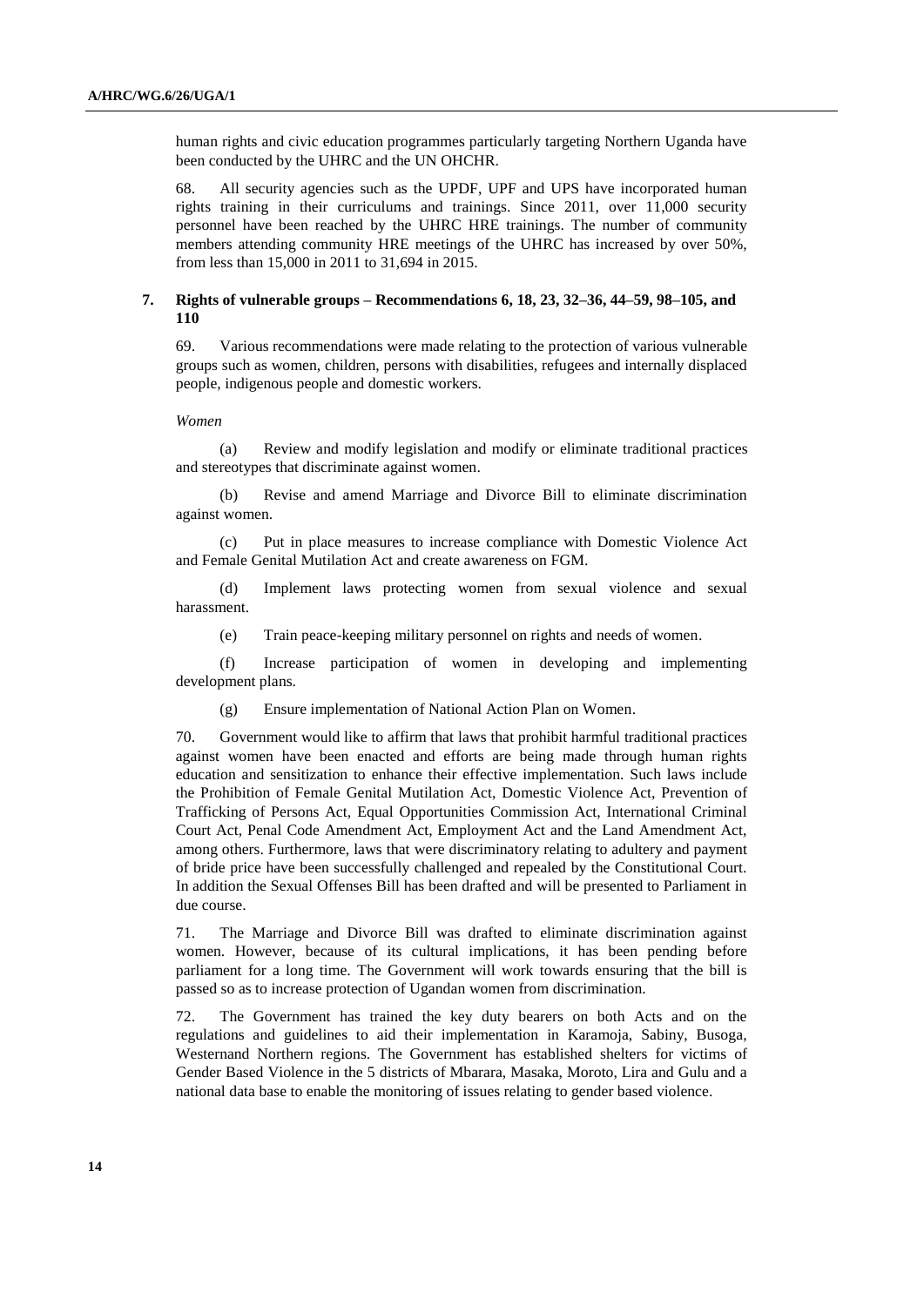human rights and civic education programmes particularly targeting Northern Uganda have been conducted by the UHRC and the UN OHCHR.

68. All security agencies such as the UPDF, UPF and UPS have incorporated human rights training in their curriculums and trainings. Since 2011, over 11,000 security personnel have been reached by the UHRC HRE trainings. The number of community members attending community HRE meetings of the UHRC has increased by over 50%, from less than 15,000 in 2011 to 31,694 in 2015.

### 7. Rights of vulnerable groups – Recommendations 6, 18, 23, 32–36, 44–59, 98–105, and 110

69. Various recommendations were made relating to the protection of various vulnerable groups such as women, children, persons with disabilities, refugees and internally displaced people, indigenous people and domestic workers.

*Women*

(a) Review and modify legislation and modify or eliminate traditional practices and stereotypes that discriminate against women.

(b) Revise and amend Marriage and Divorce Bill to eliminate discrimination against women.

(c) Put in place measures to increase compliance with Domestic Violence Act and Female Genital Mutilation Act and create awareness on FGM.

(d) Implement laws protecting women from sexual violence and sexual harassment.

(e) Train peace-keeping military personnel on rights and needs of women.

(f) Increase participation of women in developing and implementing development plans.

(g) Ensure implementation of National Action Plan on Women.

70. Government would like to affirm that laws that prohibit harmful traditional practices against women have been enacted and efforts are being made through human rights education and sensitization to enhance their effective implementation. Such laws include the Prohibition of Female Genital Mutilation Act, Domestic Violence Act, Prevention of Trafficking of Persons Act, Equal Opportunities Commission Act, International Criminal Court Act, Penal Code Amendment Act, Employment Act and the Land Amendment Act, among others. Furthermore, laws that were discriminatory relating to adultery and payment of bride price have been successfully challenged and repealed by the Constitutional Court. In addition the Sexual Offenses Bill has been drafted and will be presented to Parliament in due course.

71. The Marriage and Divorce Bill was drafted to eliminate discrimination against women. However, because of its cultural implications, it has been pending before parliament for a long time. The Government will work towards ensuring that the bill is passed so as to increase protection of Ugandan women from discrimination.

72. The Government has trained the key duty bearers on both Acts and on the regulations and guidelines to aid their implementation in Karamoja, Sabiny, Busoga, Westernand Northern regions. The Government has established shelters for victims of Gender Based Violence in the 5 districts of Mbarara, Masaka, Moroto, Lira and Gulu and a national data base to enable the monitoring of issues relating to gender based violence.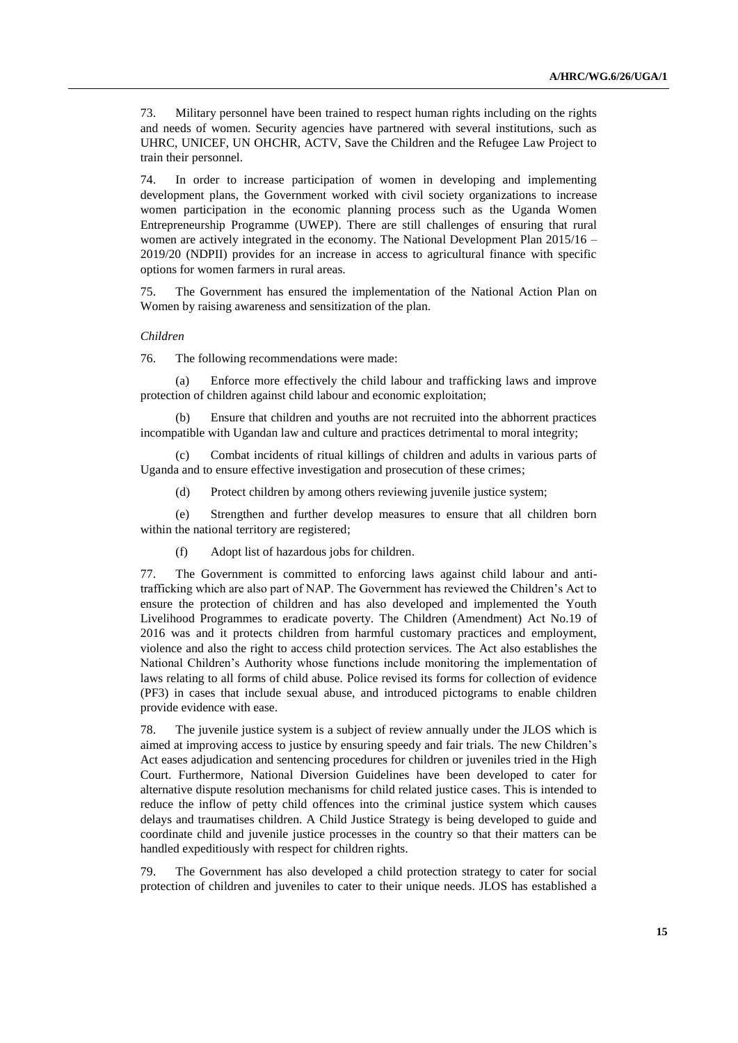73. Military personnel have been trained to respect human rights including on the rights and needs of women. Security agencies have partnered with several institutions, such as UHRC, UNICEF, UN OHCHR, ACTV, Save the Children and the Refugee Law Project to train their personnel.

74. In order to increase participation of women in developing and implementing development plans, the Government worked with civil society organizations to increase women participation in the economic planning process such as the Uganda Women Entrepreneurship Programme (UWEP). There are still challenges of ensuring that rural women are actively integrated in the economy. The National Development Plan 2015/16 – 2019/20 (NDPII) provides for an increase in access to agricultural finance with specific options for women farmers in rural areas.

75. The Government has ensured the implementation of the National Action Plan on Women by raising awareness and sensitization of the plan.

*Children*

76. The following recommendations were made:

(a) Enforce more effectively the child labour and trafficking laws and improve protection of children against child labour and economic exploitation;

(b) Ensure that children and youths are not recruited into the abhorrent practices incompatible with Ugandan law and culture and practices detrimental to moral integrity;

(c) Combat incidents of ritual killings of children and adults in various parts of Uganda and to ensure effective investigation and prosecution of these crimes;

(d) Protect children by among others reviewing juvenile justice system;

(e) Strengthen and further develop measures to ensure that all children born within the national territory are registered;

(f) Adopt list of hazardous jobs for children.

77. The Government is committed to enforcing laws against child labour and anti-trafficking which are also part of NAP. The Government has reviewed the Children's Act to ensure the protection of children and has also developed and implemented the Youth Livelihood Programmes to eradicate poverty. The Children (Amendment) Act No.19 of 2016 was and it protects children from harmful customary practices and employment, violence and also the right to access child protection services. The Act also establishes the National Children's Authority whose functions include monitoring the implementation of laws relating to all forms of child abuse. Police revised its forms for collection of evidence (PF3) in cases that include sexual abuse, and introduced pictograms to enable children provide evidence with ease.

78. The juvenile justice system is a subject of review annually under the JLOS which is aimed at improving access to justice by ensuring speedy and fair trials. The new Children's Act eases adjudication and sentencing procedures for children or juveniles tried in the High Court. Furthermore, National Diversion Guidelines have been developed to cater for alternative dispute resolution mechanisms for child related justice cases. This is intended to reduce the inflow of petty child offences into the criminal justice system which causes delays and traumatises children. A Child Justice Strategy is being developed to guide and coordinate child and juvenile justice processes in the country so that their matters can be handled expeditiously with respect for children rights.

79. The Government has also developed a child protection strategy to cater for social protection of children and juveniles to cater to their unique needs. JLOS has established a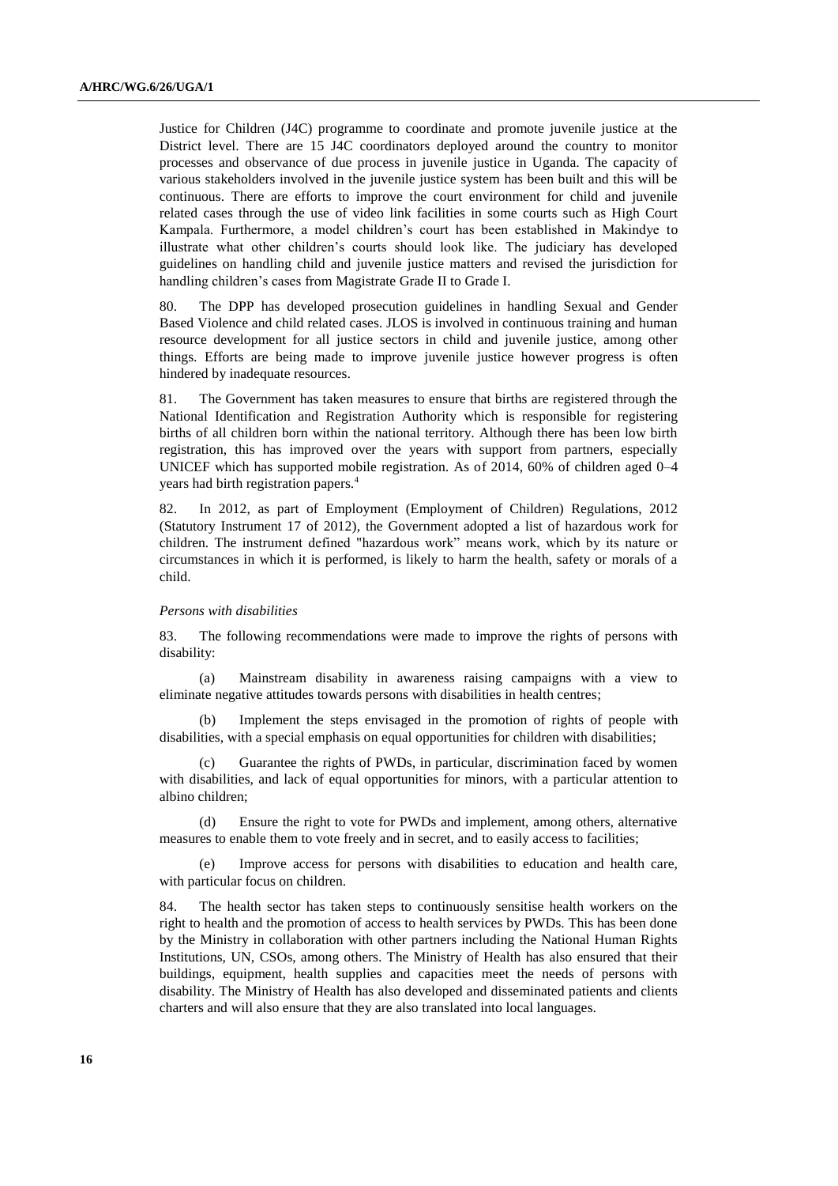Justice for Children (J4C) programme to coordinate and promote juvenile justice at the District level. There are 15 J4C coordinators deployed around the country to monitor processes and observance of due process in juvenile justice in Uganda. The capacity of various stakeholders involved in the juvenile justice system has been built and this will be continuous. There are efforts to improve the court environment for child and juvenile related cases through the use of video link facilities in some courts such as High Court Kampala. Furthermore, a model children's court has been established in Makindye to illustrate what other children's courts should look like. The judiciary has developed guidelines on handling child and juvenile justice matters and revised the jurisdiction for handling children's cases from Magistrate Grade II to Grade I.

80. The DPP has developed prosecution guidelines in handling Sexual and Gender Based Violence and child related cases. JLOS is involved in continuous training and human resource development for all justice sectors in child and juvenile justice, among other things. Efforts are being made to improve juvenile justice however progress is often hindered by inadequate resources.

81. The Government has taken measures to ensure that births are registered through the National Identification and Registration Authority which is responsible for registering births of all children born within the national territory. Although there has been low birth registration, this has improved over the years with support from partners, especially UNICEF which has supported mobile registration. As of 2014, 60% of children aged 0–4 years had birth registration papers.[4]

82. In 2012, as part of Employment (Employment of Children) Regulations, 2012 (Statutory Instrument 17 of 2012), the Government adopted a list of hazardous work for children. The instrument defined "hazardous work" means work, which by its nature or circumstances in which it is performed, is likely to harm the health, safety or morals of a child.

*Persons with disabilities*

83. The following recommendations were made to improve the rights of persons with disability:

(a) Mainstream disability in awareness raising campaigns with a view to eliminate negative attitudes towards persons with disabilities in health centres;

(b) Implement the steps envisaged in the promotion of rights of people with disabilities, with a special emphasis on equal opportunities for children with disabilities;

(c) Guarantee the rights of PWDs, in particular, discrimination faced by women with disabilities, and lack of equal opportunities for minors, with a particular attention to albino children;

(d) Ensure the right to vote for PWDs and implement, among others, alternative measures to enable them to vote freely and in secret, and to easily access to facilities;

(e) Improve access for persons with disabilities to education and health care, with particular focus on children.

84. The health sector has taken steps to continuously sensitise health workers on the right to health and the promotion of access to health services by PWDs. This has been done by the Ministry in collaboration with other partners including the National Human Rights Institutions, UN, CSOs, among others. The Ministry of Health has also ensured that their buildings, equipment, health supplies and capacities meet the needs of persons with disability. The Ministry of Health has also developed and disseminated patients and clients charters and will also ensure that they are also translated into local languages.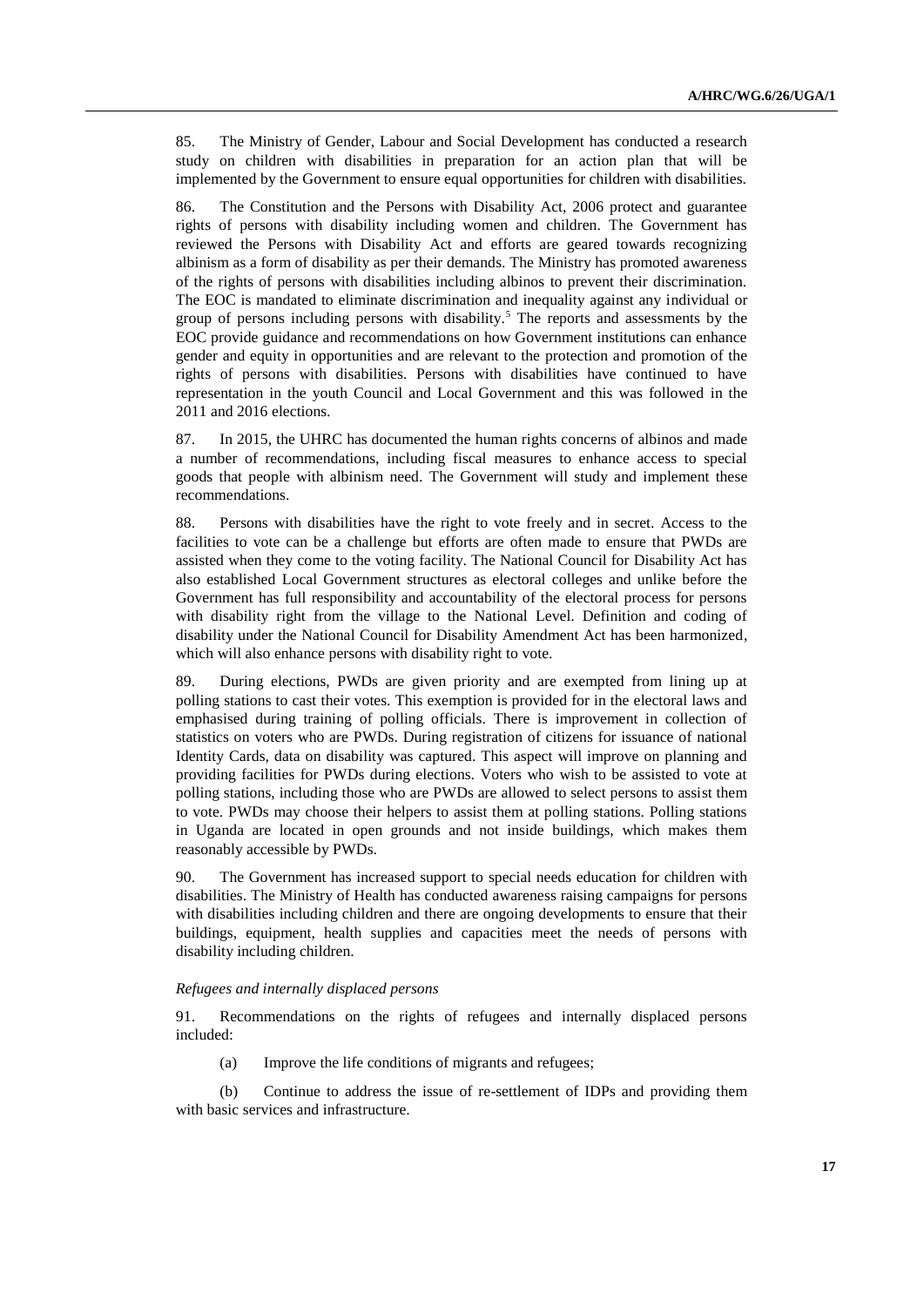85. The Ministry of Gender, Labour and Social Development has conducted a research study on children with disabilities in preparation for an action plan that will be implemented by the Government to ensure equal opportunities for children with disabilities.

86. The Constitution and the Persons with Disability Act, 2006 protect and guarantee rights of persons with disability including women and children. The Government has reviewed the Persons with Disability Act and efforts are geared towards recognizing albinism as a form of disability as per their demands. The Ministry has promoted awareness of the rights of persons with disabilities including albinos to prevent their discrimination. The EOC is mandated to eliminate discrimination and inequality against any individual or group of persons including persons with disability.[5] The reports and assessments by the EOC provide guidance and recommendations on how Government institutions can enhance gender and equity in opportunities and are relevant to the protection and promotion of the rights of persons with disabilities. Persons with disabilities have continued to have representation in the youth Council and Local Government and this was followed in the 2011 and 2016 elections.

87. In 2015, the UHRC has documented the human rights concerns of albinos and made a number of recommendations, including fiscal measures to enhance access to special goods that people with albinism need. The Government will study and implement these recommendations.

88. Persons with disabilities have the right to vote freely and in secret. Access to the facilities to vote can be a challenge but efforts are often made to ensure that PWDs are assisted when they come to the voting facility. The National Council for Disability Act has also established Local Government structures as electoral colleges and unlike before the Government has full responsibility and accountability of the electoral process for persons with disability right from the village to the National Level. Definition and coding of disability under the National Council for Disability Amendment Act has been harmonized, which will also enhance persons with disability right to vote.

89. During elections, PWDs are given priority and are exempted from lining up at polling stations to cast their votes. This exemption is provided for in the electoral laws and emphasised during training of polling officials. There is improvement in collection of statistics on voters who are PWDs. During registration of citizens for issuance of national Identity Cards, data on disability was captured. This aspect will improve on planning and providing facilities for PWDs during elections. Voters who wish to be assisted to vote at polling stations, including those who are PWDs are allowed to select persons to assist them to vote. PWDs may choose their helpers to assist them at polling stations. Polling stations in Uganda are located in open grounds and not inside buildings, which makes them reasonably accessible by PWDs.

90. The Government has increased support to special needs education for children with disabilities. The Ministry of Health has conducted awareness raising campaigns for persons with disabilities including children and there are ongoing developments to ensure that their buildings, equipment, health supplies and capacities meet the needs of persons with disability including children.

*Refugees and internally displaced persons*

91. Recommendations on the rights of refugees and internally displaced persons included:

(a) Improve the life conditions of migrants and refugees;

(b) Continue to address the issue of re-settlement of IDPs and providing them with basic services and infrastructure.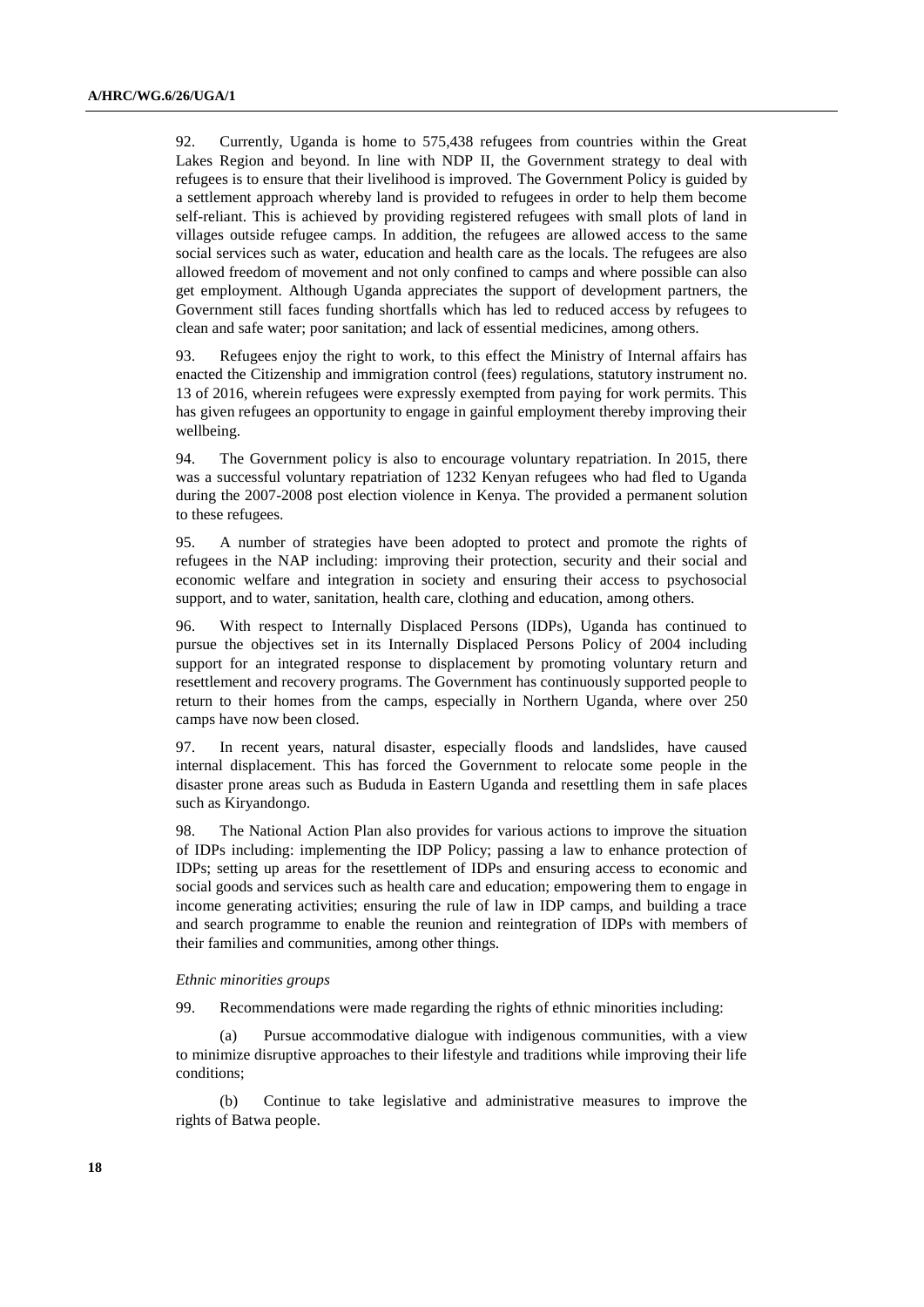92. Currently, Uganda is home to 575,438 refugees from countries within the Great Lakes Region and beyond. In line with NDP II, the Government strategy to deal with refugees is to ensure that their livelihood is improved. The Government Policy is guided by a settlement approach whereby land is provided to refugees in order to help them become self-reliant. This is achieved by providing registered refugees with small plots of land in villages outside refugee camps. In addition, the refugees are allowed access to the same social services such as water, education and health care as the locals. The refugees are also allowed freedom of movement and not only confined to camps and where possible can also get employment. Although Uganda appreciates the support of development partners, the Government still faces funding shortfalls which has led to reduced access by refugees to clean and safe water; poor sanitation; and lack of essential medicines, among others.

93. Refugees enjoy the right to work, to this effect the Ministry of Internal affairs has enacted the Citizenship and immigration control (fees) regulations, statutory instrument no. 13 of 2016, wherein refugees were expressly exempted from paying for work permits. This has given refugees an opportunity to engage in gainful employment thereby improving their wellbeing.

94. The Government policy is also to encourage voluntary repatriation. In 2015, there was a successful voluntary repatriation of 1232 Kenyan refugees who had fled to Uganda during the 2007-2008 post election violence in Kenya. The provided a permanent solution to these refugees.

95. A number of strategies have been adopted to protect and promote the rights of refugees in the NAP including: improving their protection, security and their social and economic welfare and integration in society and ensuring their access to psychosocial support, and to water, sanitation, health care, clothing and education, among others.

96. With respect to Internally Displaced Persons (IDPs), Uganda has continued to pursue the objectives set in its Internally Displaced Persons Policy of 2004 including support for an integrated response to displacement by promoting voluntary return and resettlement and recovery programs. The Government has continuously supported people to return to their homes from the camps, especially in Northern Uganda, where over 250 camps have now been closed.

97. In recent years, natural disaster, especially floods and landslides, have caused internal displacement. This has forced the Government to relocate some people in the disaster prone areas such as Bududa in Eastern Uganda and resettling them in safe places such as Kiryandongo.

98. The National Action Plan also provides for various actions to improve the situation of IDPs including: implementing the IDP Policy; passing a law to enhance protection of IDPs; setting up areas for the resettlement of IDPs and ensuring access to economic and social goods and services such as health care and education; empowering them to engage in income generating activities; ensuring the rule of law in IDP camps, and building a trace and search programme to enable the reunion and reintegration of IDPs with members of their families and communities, among other things.

*Ethnic minorities groups*

99. Recommendations were made regarding the rights of ethnic minorities including:

(a) Pursue accommodative dialogue with indigenous communities, with a view to minimize disruptive approaches to their lifestyle and traditions while improving their life conditions;

(b) Continue to take legislative and administrative measures to improve the rights of Batwa people.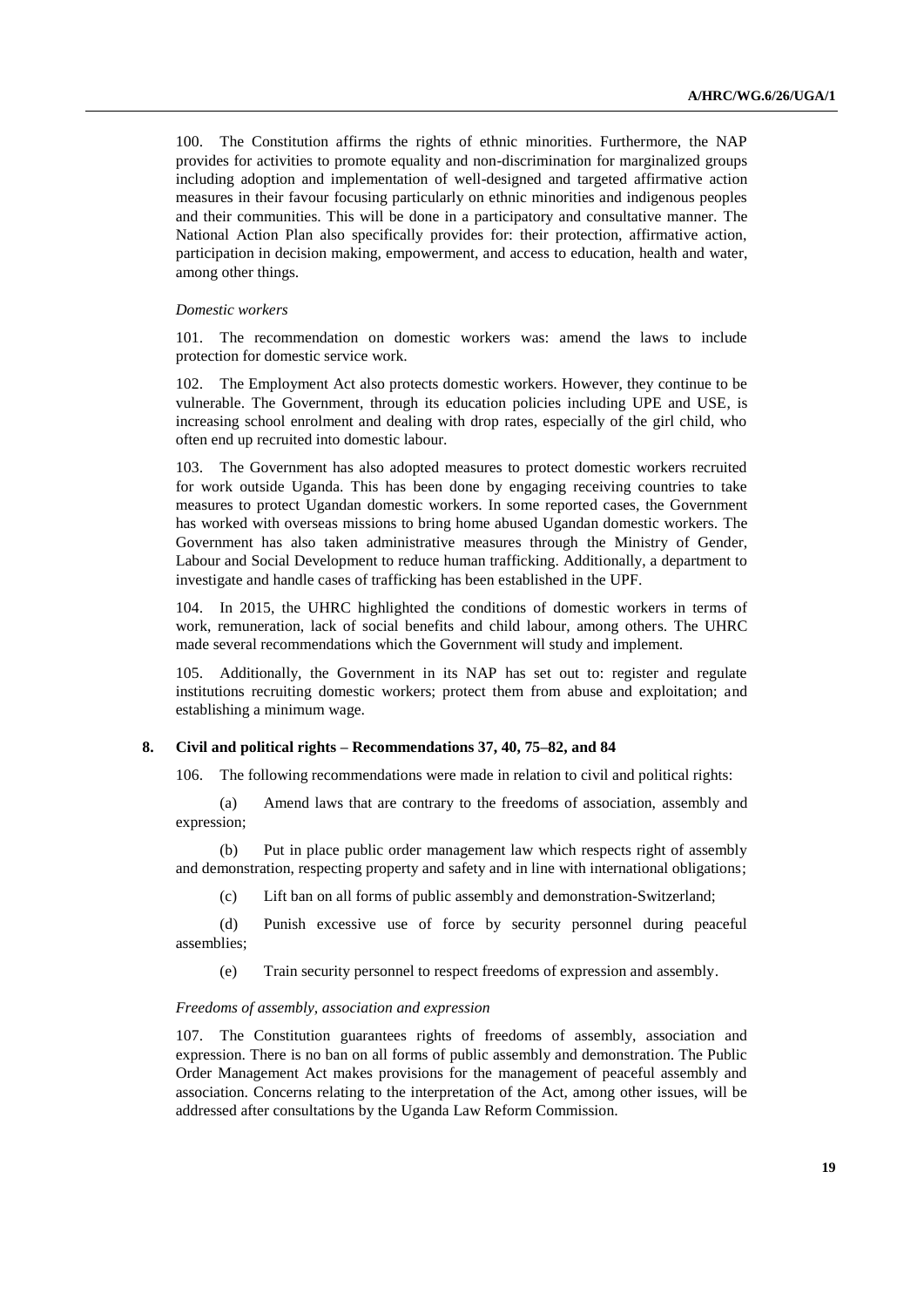100. The Constitution affirms the rights of ethnic minorities. Furthermore, the NAP provides for activities to promote equality and non-discrimination for marginalized groups including adoption and implementation of well-designed and targeted affirmative action measures in their favour focusing particularly on ethnic minorities and indigenous peoples and their communities. This will be done in a participatory and consultative manner. The National Action Plan also specifically provides for: their protection, affirmative action, participation in decision making, empowerment, and access to education, health and water, among other things.

*Domestic workers*

101. The recommendation on domestic workers was: amend the laws to include protection for domestic service work.

102. The Employment Act also protects domestic workers. However, they continue to be vulnerable. The Government, through its education policies including UPE and USE, is increasing school enrolment and dealing with drop rates, especially of the girl child, who often end up recruited into domestic labour.

103. The Government has also adopted measures to protect domestic workers recruited for work outside Uganda. This has been done by engaging receiving countries to take measures to protect Ugandan domestic workers. In some reported cases, the Government has worked with overseas missions to bring home abused Ugandan domestic workers. The Government has also taken administrative measures through the Ministry of Gender, Labour and Social Development to reduce human trafficking. Additionally, a department to investigate and handle cases of trafficking has been established in the UPF.

104. In 2015, the UHRC highlighted the conditions of domestic workers in terms of work, remuneration, lack of social benefits and child labour, among others. The UHRC made several recommendations which the Government will study and implement.

105. Additionally, the Government in its NAP has set out to: register and regulate institutions recruiting domestic workers; protect them from abuse and exploitation; and establishing a minimum wage.

## 8. Civil and political rights – Recommendations 37, 40, 75–82, and 84

106. The following recommendations were made in relation to civil and political rights:

(a) Amend laws that are contrary to the freedoms of association, assembly and expression;

(b) Put in place public order management law which respects right of assembly and demonstration, respecting property and safety and in line with international obligations;

(c) Lift ban on all forms of public assembly and demonstration-Switzerland;

(d) Punish excessive use of force by security personnel during peaceful assemblies;

(e) Train security personnel to respect freedoms of expression and assembly.

*Freedoms of assembly, association and expression*

107. The Constitution guarantees rights of freedoms of assembly, association and expression. There is no ban on all forms of public assembly and demonstration. The Public Order Management Act makes provisions for the management of peaceful assembly and association. Concerns relating to the interpretation of the Act, among other issues, will be addressed after consultations by the Uganda Law Reform Commission.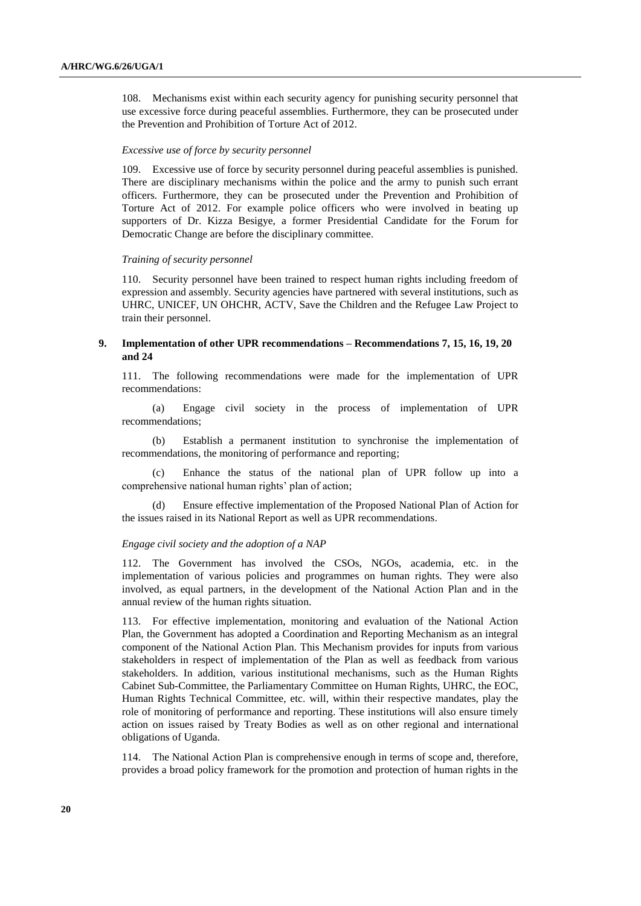108. Mechanisms exist within each security agency for punishing security personnel that use excessive force during peaceful assemblies. Furthermore, they can be prosecuted under the Prevention and Prohibition of Torture Act of 2012.

*Excessive use of force by security personnel*

109. Excessive use of force by security personnel during peaceful assemblies is punished. There are disciplinary mechanisms within the police and the army to punish such errant officers. Furthermore, they can be prosecuted under the Prevention and Prohibition of Torture Act of 2012. For example police officers who were involved in beating up supporters of Dr. Kizza Besigye, a former Presidential Candidate for the Forum for Democratic Change are before the disciplinary committee.

*Training of security personnel*

110. Security personnel have been trained to respect human rights including freedom of expression and assembly. Security agencies have partnered with several institutions, such as UHRC, UNICEF, UN OHCHR, ACTV, Save the Children and the Refugee Law Project to train their personnel.

### 9. Implementation of other UPR recommendations – Recommendations 7, 15, 16, 19, 20 and 24

111. The following recommendations were made for the implementation of UPR recommendations:

(a) Engage civil society in the process of implementation of UPR recommendations;

(b) Establish a permanent institution to synchronise the implementation of recommendations, the monitoring of performance and reporting;

(c) Enhance the status of the national plan of UPR follow up into a comprehensive national human rights' plan of action;

(d) Ensure effective implementation of the Proposed National Plan of Action for the issues raised in its National Report as well as UPR recommendations.

*Engage civil society and the adoption of a NAP*

112. The Government has involved the CSOs, NGOs, academia, etc. in the implementation of various policies and programmes on human rights. They were also involved, as equal partners, in the development of the National Action Plan and in the annual review of the human rights situation.

113. For effective implementation, monitoring and evaluation of the National Action Plan, the Government has adopted a Coordination and Reporting Mechanism as an integral component of the National Action Plan. This Mechanism provides for inputs from various stakeholders in respect of implementation of the Plan as well as feedback from various stakeholders. In addition, various institutional mechanisms, such as the Human Rights Cabinet Sub-Committee, the Parliamentary Committee on Human Rights, UHRC, the EOC, Human Rights Technical Committee, etc. will, within their respective mandates, play the role of monitoring of performance and reporting. These institutions will also ensure timely action on issues raised by Treaty Bodies as well as on other regional and international obligations of Uganda.

114. The National Action Plan is comprehensive enough in terms of scope and, therefore, provides a broad policy framework for the promotion and protection of human rights in the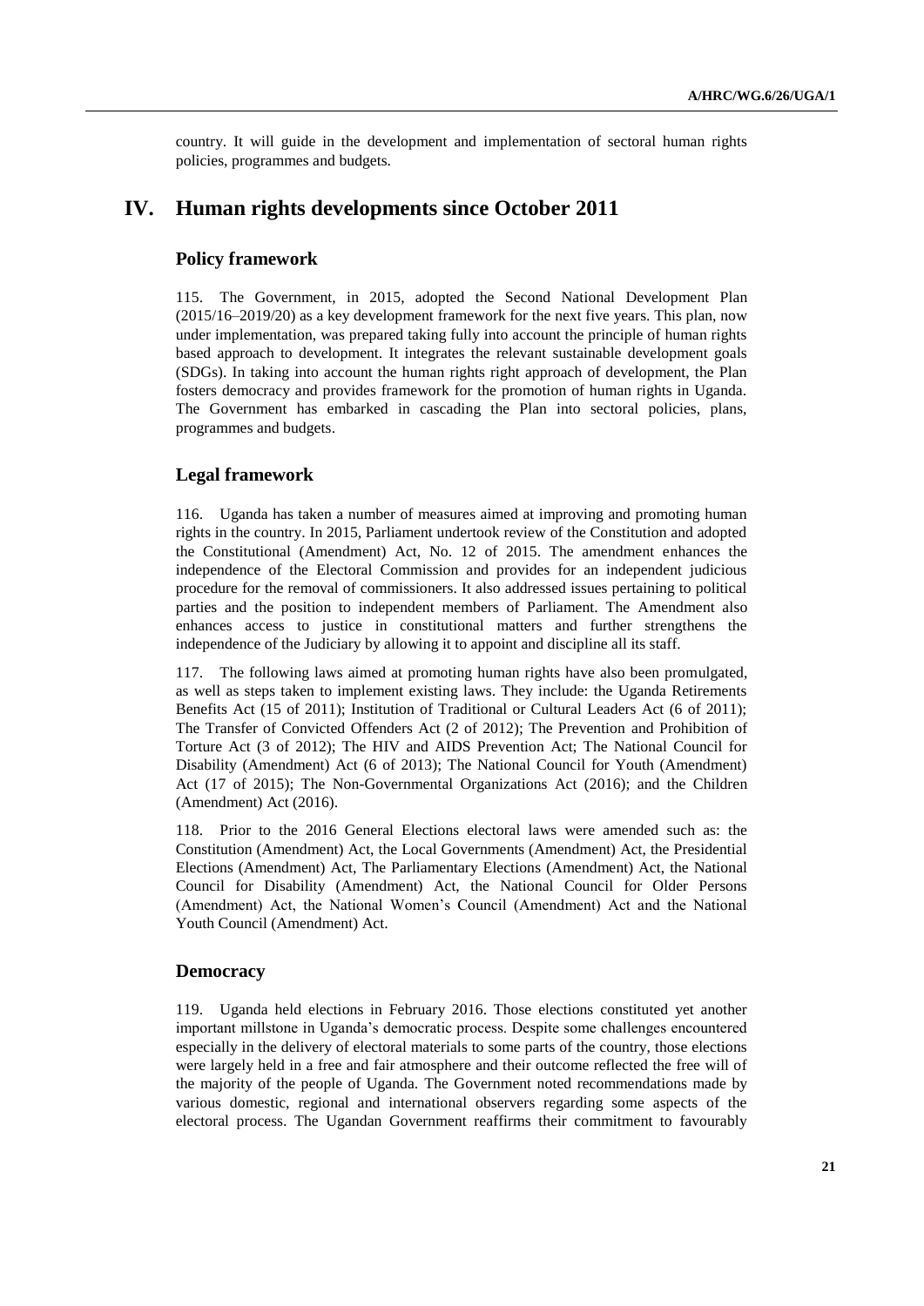country. It will guide in the development and implementation of sectoral human rights policies, programmes and budgets.

# IV. Human rights developments since October 2011

## Policy framework

115. The Government, in 2015, adopted the Second National Development Plan (2015/16–2019/20) as a key development framework for the next five years. This plan, now under implementation, was prepared taking fully into account the principle of human rights based approach to development. It integrates the relevant sustainable development goals (SDGs). In taking into account the human rights right approach of development, the Plan fosters democracy and provides framework for the promotion of human rights in Uganda. The Government has embarked in cascading the Plan into sectoral policies, plans, programmes and budgets.

## Legal framework

116. Uganda has taken a number of measures aimed at improving and promoting human rights in the country. In 2015, Parliament undertook review of the Constitution and adopted the Constitutional (Amendment) Act, No. 12 of 2015. The amendment enhances the independence of the Electoral Commission and provides for an independent judicious procedure for the removal of commissioners. It also addressed issues pertaining to political parties and the position to independent members of Parliament. The Amendment also enhances access to justice in constitutional matters and further strengthens the independence of the Judiciary by allowing it to appoint and discipline all its staff.

117. The following laws aimed at promoting human rights have also been promulgated, as well as steps taken to implement existing laws. They include: the Uganda Retirements Benefits Act (15 of 2011); Institution of Traditional or Cultural Leaders Act (6 of 2011); The Transfer of Convicted Offenders Act (2 of 2012); The Prevention and Prohibition of Torture Act (3 of 2012); The HIV and AIDS Prevention Act; The National Council for Disability (Amendment) Act (6 of 2013); The National Council for Youth (Amendment) Act (17 of 2015); The Non-Governmental Organizations Act (2016); and the Children (Amendment) Act (2016).

118. Prior to the 2016 General Elections electoral laws were amended such as: the Constitution (Amendment) Act, the Local Governments (Amendment) Act, the Presidential Elections (Amendment) Act, The Parliamentary Elections (Amendment) Act, the National Council for Disability (Amendment) Act, the National Council for Older Persons (Amendment) Act, the National Women's Council (Amendment) Act and the National Youth Council (Amendment) Act.

## Democracy

119. Uganda held elections in February 2016. Those elections constituted yet another important millstone in Uganda's democratic process. Despite some challenges encountered especially in the delivery of electoral materials to some parts of the country, those elections were largely held in a free and fair atmosphere and their outcome reflected the free will of the majority of the people of Uganda. The Government noted recommendations made by various domestic, regional and international observers regarding some aspects of the electoral process. The Ugandan Government reaffirms their commitment to favourably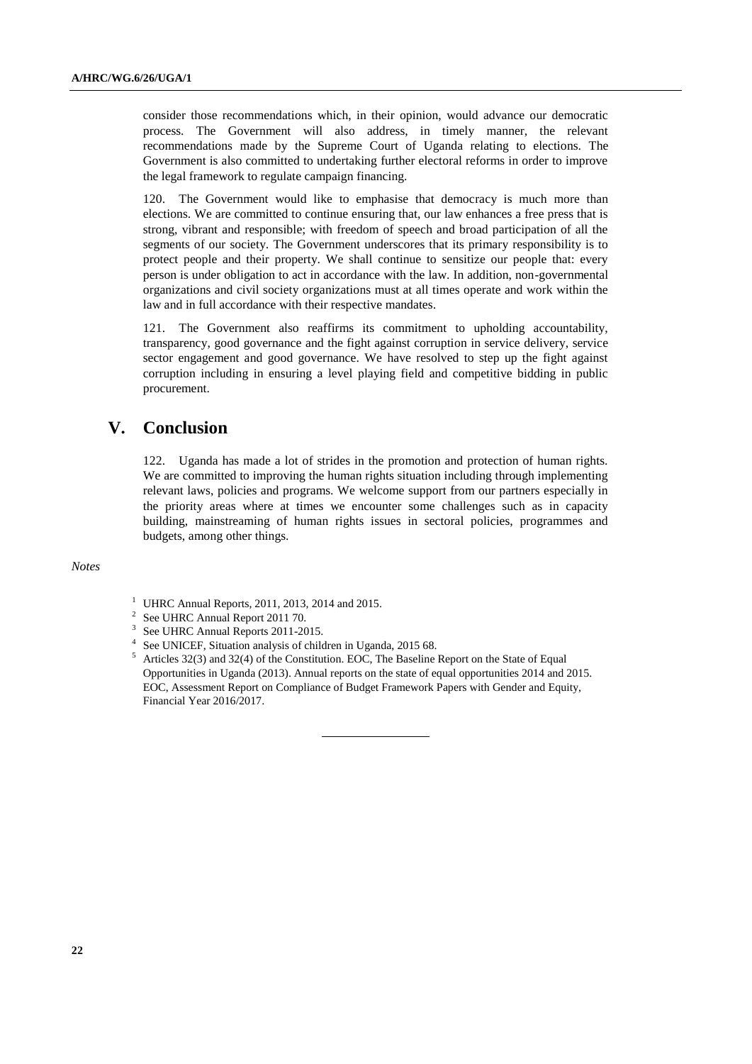consider those recommendations which, in their opinion, would advance our democratic process. The Government will also address, in timely manner, the relevant recommendations made by the Supreme Court of Uganda relating to elections. The Government is also committed to undertaking further electoral reforms in order to improve the legal framework to regulate campaign financing.

120. The Government would like to emphasise that democracy is much more than elections. We are committed to continue ensuring that, our law enhances a free press that is strong, vibrant and responsible; with freedom of speech and broad participation of all the segments of our society. The Government underscores that its primary responsibility is to protect people and their property. We shall continue to sensitize our people that: every person is under obligation to act in accordance with the law. In addition, non-governmental organizations and civil society organizations must at all times operate and work within the law and in full accordance with their respective mandates.

121. The Government also reaffirms its commitment to upholding accountability, transparency, good governance and the fight against corruption in service delivery, service sector engagement and good governance. We have resolved to step up the fight against corruption including in ensuring a level playing field and competitive bidding in public procurement.

## V. Conclusion

122. Uganda has made a lot of strides in the promotion and protection of human rights. We are committed to improving the human rights situation including through implementing relevant laws, policies and programs. We welcome support from our partners especially in the priority areas where at times we encounter some challenges such as in capacity building, mainstreaming of human rights issues in sectoral policies, programmes and budgets, among other things.

*Notes*

[1] UHRC Annual Reports, 2011, 2013, 2014 and 2015.

[2] See UHRC Annual Report 2011 70.

[3] See UHRC Annual Reports 2011-2015.

[4] See UNICEF, Situation analysis of children in Uganda, 2015 68.

[5] Articles 32(3) and 32(4) of the Constitution. EOC, The Baseline Report on the State of Equal Opportunities in Uganda (2013). Annual reports on the state of equal opportunities 2014 and 2015. EOC, Assessment Report on Compliance of Budget Framework Papers with Gender and Equity, Financial Year 2016/2017.